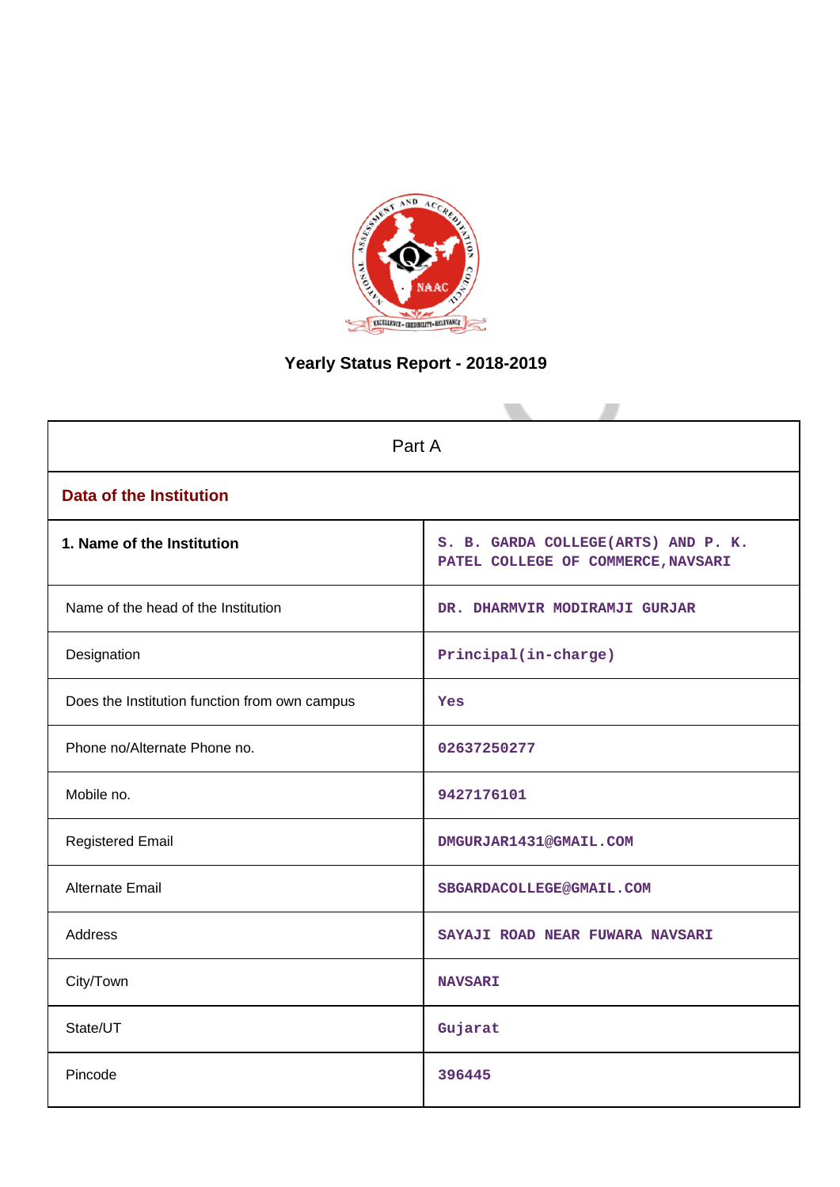# Yearly Status Report - 2018-2019

| Part A | |
|---|---|
| **Data of the Institution** | |
| **1. Name of the Institution** | S. B. GARDA COLLEGE(ARTS) AND P. K. PATEL COLLEGE OF COMMERCE,NAVSARI |
| Name of the head of the Institution | DR. DHARMVIR MODIRAMJI GURJAR |
| Designation | Principal(in-charge) |
| Does the Institution function from own campus | Yes |
| Phone no/Alternate Phone no. | 02637250277 |
| Mobile no. | 9427176101 |
| Registered Email | DMGURJAR1431@GMAIL.COM |
| Alternate Email | SBGARDACOLLEGE@GMAIL.COM |
| Address | SAYAJI ROAD NEAR FUWARA NAVSARI |
| City/Town | NAVSARI |
| State/UT | Gujarat |
| Pincode | 396445 |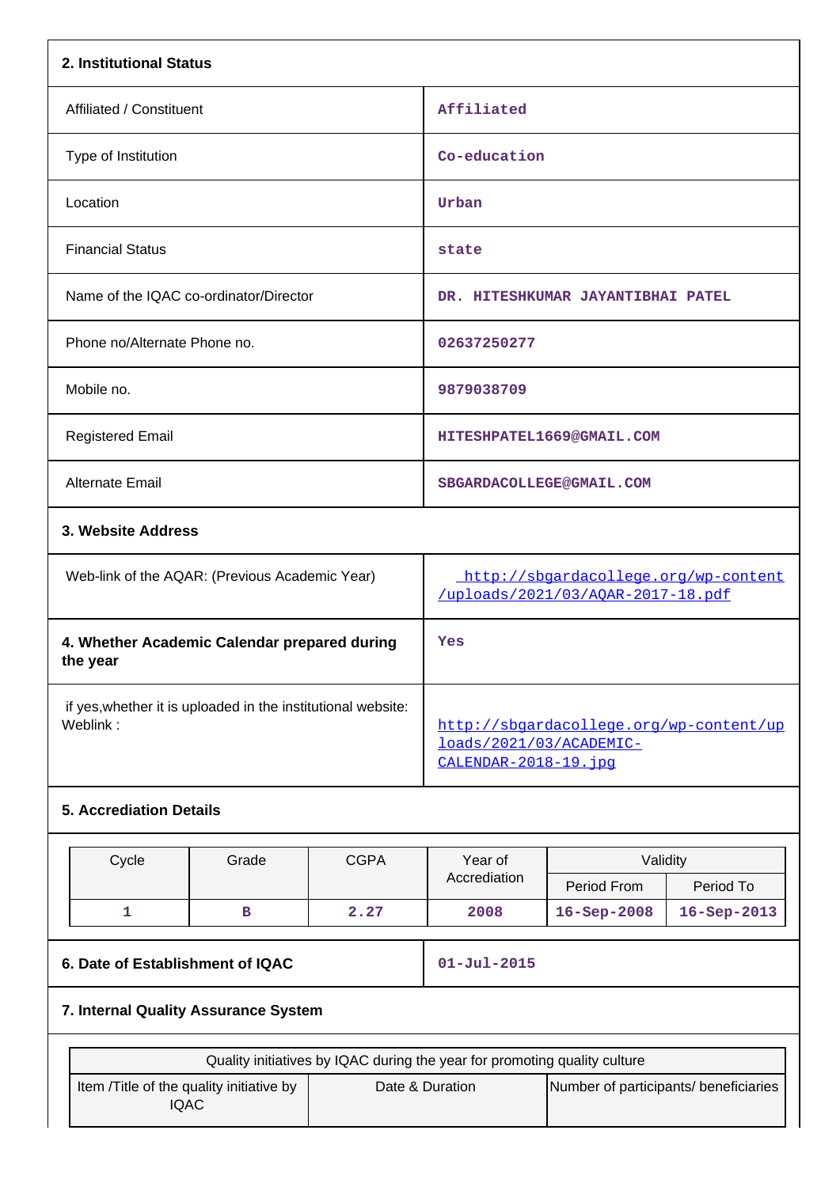## 2. Institutional Status

| | |
|---|---|
| Affiliated / Constituent | Affiliated |
| Type of Institution | Co-education |
| Location | Urban |
| Financial Status | state |
| Name of the IQAC co-ordinator/Director | DR. HITESHKUMAR JAYANTIBHAI PATEL |
| Phone no/Alternate Phone no. | 02637250277 |
| Mobile no. | 9879038709 |
| Registered Email | HITESHPATEL1669@GMAIL.COM |
| Alternate Email | SBGARDACOLLEGE@GMAIL.COM |

## 3. Website Address

| | |
|---|---|
| Web-link of the AQAR: (Previous Academic Year) | http://sbgardacollege.org/wp-content/uploads/2021/03/AQAR-2017-18.pdf |
| **4. Whether Academic Calendar prepared during the year** | Yes |
| if yes,whether it is uploaded in the institutional website: Weblink : | http://sbgardacollege.org/wp-content/uploads/2021/03/ACADEMIC-CALENDAR-2018-19.jpg |

## 5. Accrediation Details

| Cycle | Grade | CGPA | Year of Accrediation | Validity | |
|---|---|---|---|---|---|
| | | | | Period From | Period To |
| 1 | B | 2.27 | 2008 | 16-Sep-2008 | 16-Sep-2013 |

| | |
|---|---|
| **6. Date of Establishment of IQAC** | 01-Jul-2015 |

## 7. Internal Quality Assurance System

| Quality initiatives by IQAC during the year for promoting quality culture | | |
|---|---|---|
| Item /Title of the quality initiative by IQAC | Date & Duration | Number of participants/ beneficiaries |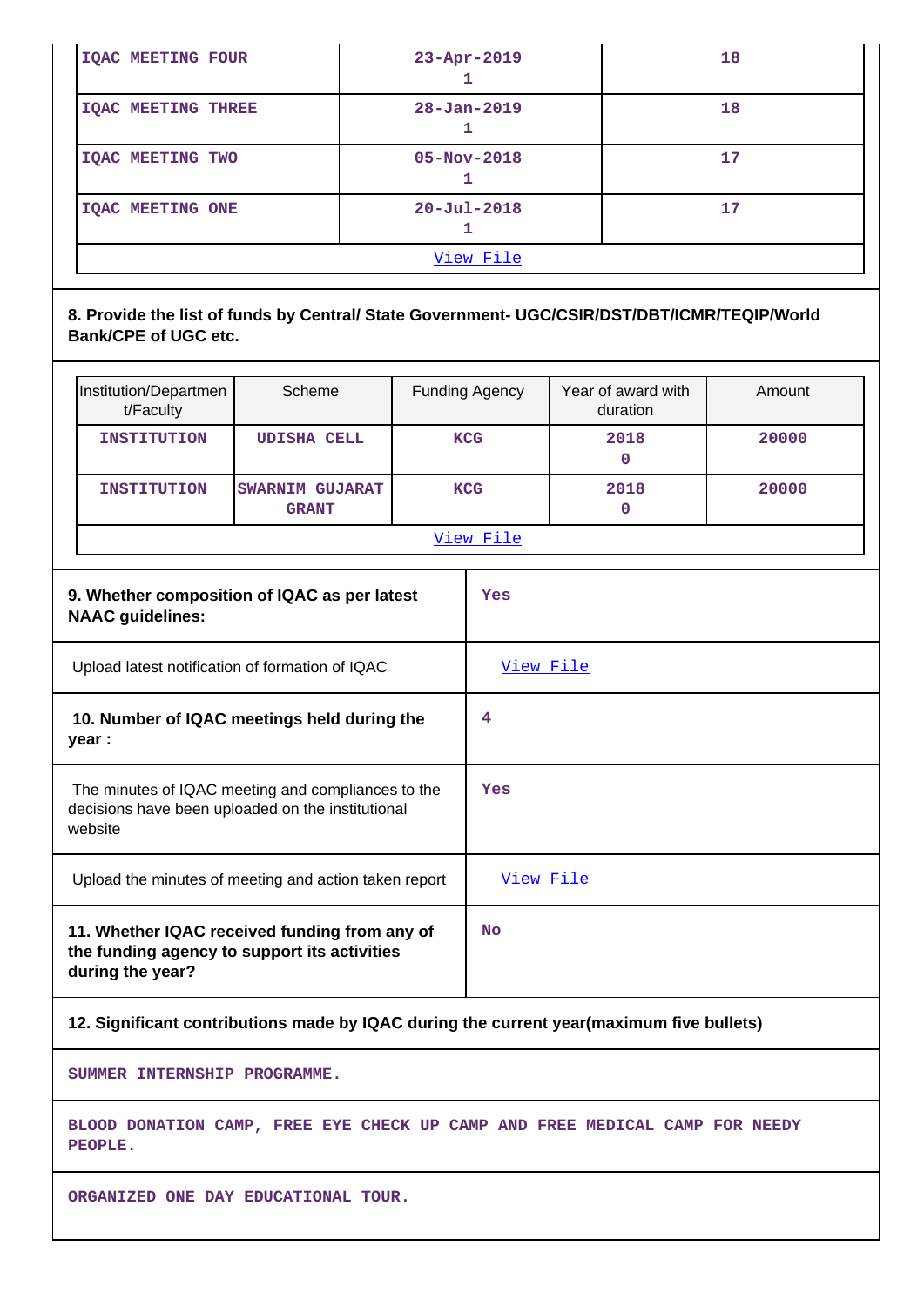| | | |
|---|---|---|
| IQAC MEETING FOUR | 23-Apr-2019<br>1 | 18 |
| IQAC MEETING THREE | 28-Jan-2019<br>1 | 18 |
| IQAC MEETING TWO | 05-Nov-2018<br>1 | 17 |
| IQAC MEETING ONE | 20-Jul-2018<br>1 | 17 |
| View File | | |

**8. Provide the list of funds by Central/ State Government- UGC/CSIR/DST/DBT/ICMR/TEQIP/World Bank/CPE of UGC etc.**

| Institution/Department/Faculty | Scheme | Funding Agency | Year of award with duration | Amount |
|---|---|---|---|---|
| INSTITUTION | UDISHA CELL | KCG | 2018<br>0 | 20000 |
| INSTITUTION | SWARNIM GUJARAT GRANT | KCG | 2018<br>0 | 20000 |
| View File | | | | |

| | |
|---|---|
| **9. Whether composition of IQAC as per latest NAAC guidelines:** | Yes |
| Upload latest notification of formation of IQAC | View File |
| **10. Number of IQAC meetings held during the year :** | 4 |
| The minutes of IQAC meeting and compliances to the decisions have been uploaded on the institutional website | Yes |
| Upload the minutes of meeting and action taken report | View File |
| **11. Whether IQAC received funding from any of the funding agency to support its activities during the year?** | No |

**12. Significant contributions made by IQAC during the current year(maximum five bullets)**

SUMMER INTERNSHIP PROGRAMME.

BLOOD DONATION CAMP, FREE EYE CHECK UP CAMP AND FREE MEDICAL CAMP FOR NEEDY PEOPLE.

ORGANIZED ONE DAY EDUCATIONAL TOUR.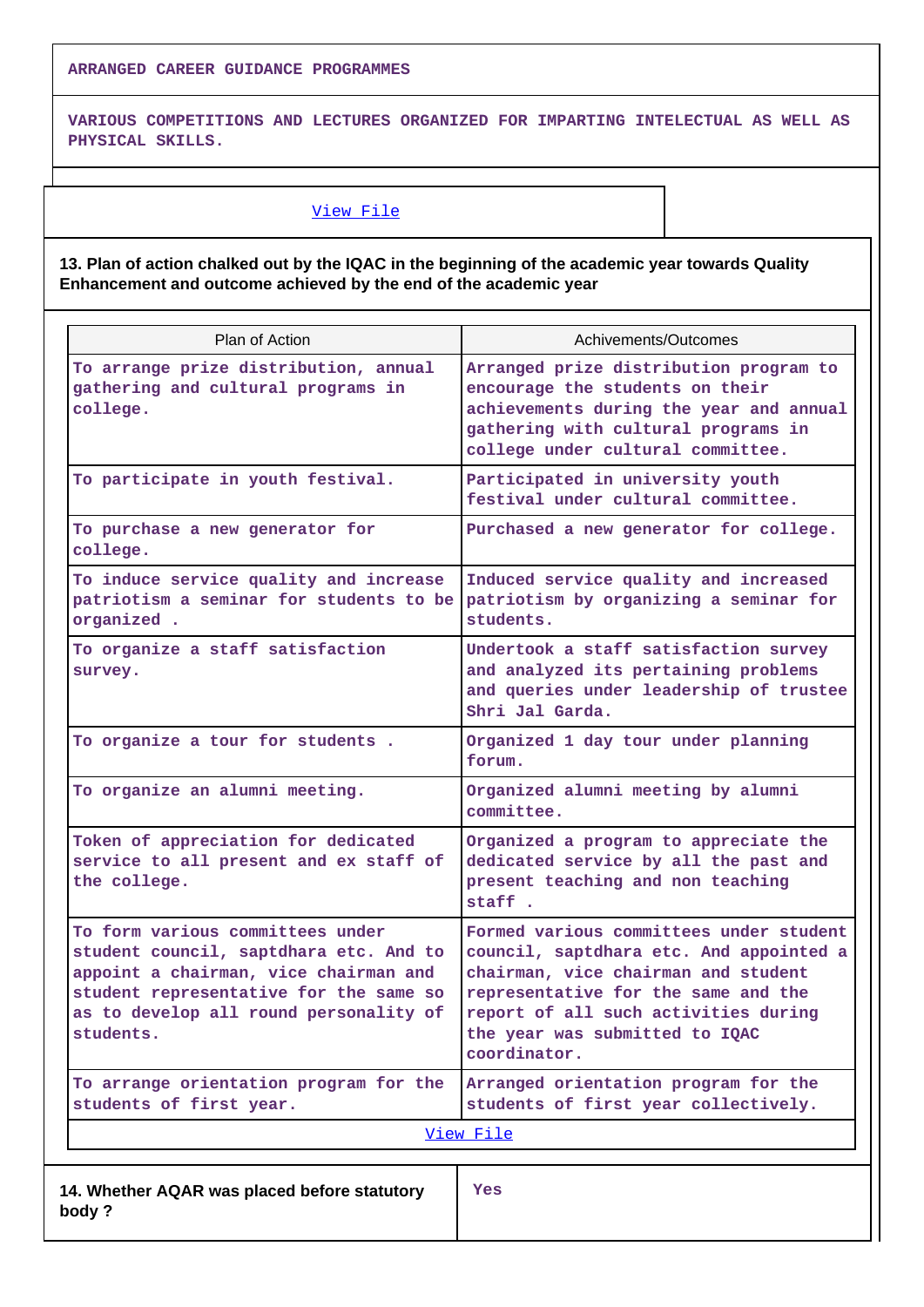ARRANGED CAREER GUIDANCE PROGRAMMES

VARIOUS COMPETITIONS AND LECTURES ORGANIZED FOR IMPARTING INTELECTUAL AS WELL AS PHYSICAL SKILLS.

View File

**13. Plan of action chalked out by the IQAC in the beginning of the academic year towards Quality Enhancement and outcome achieved by the end of the academic year**

| Plan of Action | Achivements/Outcomes |
|---|---|
| To arrange prize distribution, annual gathering and cultural programs in college. | Arranged prize distribution program to encourage the students on their achievements during the year and annual gathering with cultural programs in college under cultural committee. |
| To participate in youth festival. | Participated in university youth festival under cultural committee. |
| To purchase a new generator for college. | Purchased a new generator for college. |
| To induce service quality and increase patriotism a seminar for students to be organized . | Induced service quality and increased patriotism by organizing a seminar for students. |
| To organize a staff satisfaction survey. | Undertook a staff satisfaction survey and analyzed its pertaining problems and queries under leadership of trustee Shri Jal Garda. |
| To organize a tour for students . | Organized 1 day tour under planning forum. |
| To organize an alumni meeting. | Organized alumni meeting by alumni committee. |
| Token of appreciation for dedicated service to all present and ex staff of the college. | Organized a program to appreciate the dedicated service by all the past and present teaching and non teaching staff . |
| To form various committees under student council, saptdhara etc. And to appoint a chairman, vice chairman and student representative for the same so as to develop all round personality of students. | Formed various committees under student council, saptdhara etc. And appointed a chairman, vice chairman and student representative for the same and the report of all such activities during the year was submitted to IQAC coordinator. |
| To arrange orientation program for the students of first year. | Arranged orientation program for the students of first year collectively. |

View File

| **14. Whether AQAR was placed before statutory body ?** | Yes |
|---|---|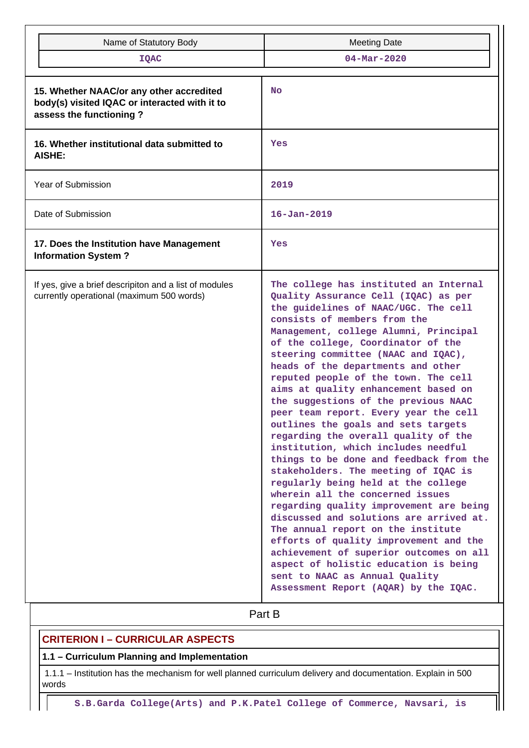| Name of Statutory Body | Meeting Date |
|---|---|
| IQAC | 04-Mar-2020 |

| | |
|---|---|
| **15. Whether NAAC/or any other accredited body(s) visited IQAC or interacted with it to assess the functioning ?** | No |
| **16. Whether institutional data submitted to AISHE:** | Yes |
| Year of Submission | 2019 |
| Date of Submission | 16-Jan-2019 |
| **17. Does the Institution have Management Information System ?** | Yes |
| If yes, give a brief descripiton and a list of modules currently operational (maximum 500 words) | The college has instituted an Internal Quality Assurance Cell (IQAC) as per the guidelines of NAAC/UGC. The cell consists of members from the Management, college Alumni, Principal of the college, Coordinator of the steering committee (NAAC and IQAC), heads of the departments and other reputed people of the town. The cell aims at quality enhancement based on the suggestions of the previous NAAC peer team report. Every year the cell outlines the goals and sets targets regarding the overall quality of the institution, which includes needful things to be done and feedback from the stakeholders. The meeting of IQAC is regularly being held at the college wherein all the concerned issues regarding quality improvement are being discussed and solutions are arrived at. The annual report on the institute efforts of quality improvement and the achievement of superior outcomes on all aspect of holistic education is being sent to NAAC as Annual Quality Assessment Report (AQAR) by the IQAC. |

## Part B

### CRITERION I – CURRICULAR ASPECTS

#### 1.1 – Curriculum Planning and Implementation

1.1.1 – Institution has the mechanism for well planned curriculum delivery and documentation. Explain in 500 words

S.B.Garda College(Arts) and P.K.Patel College of Commerce, Navsari, is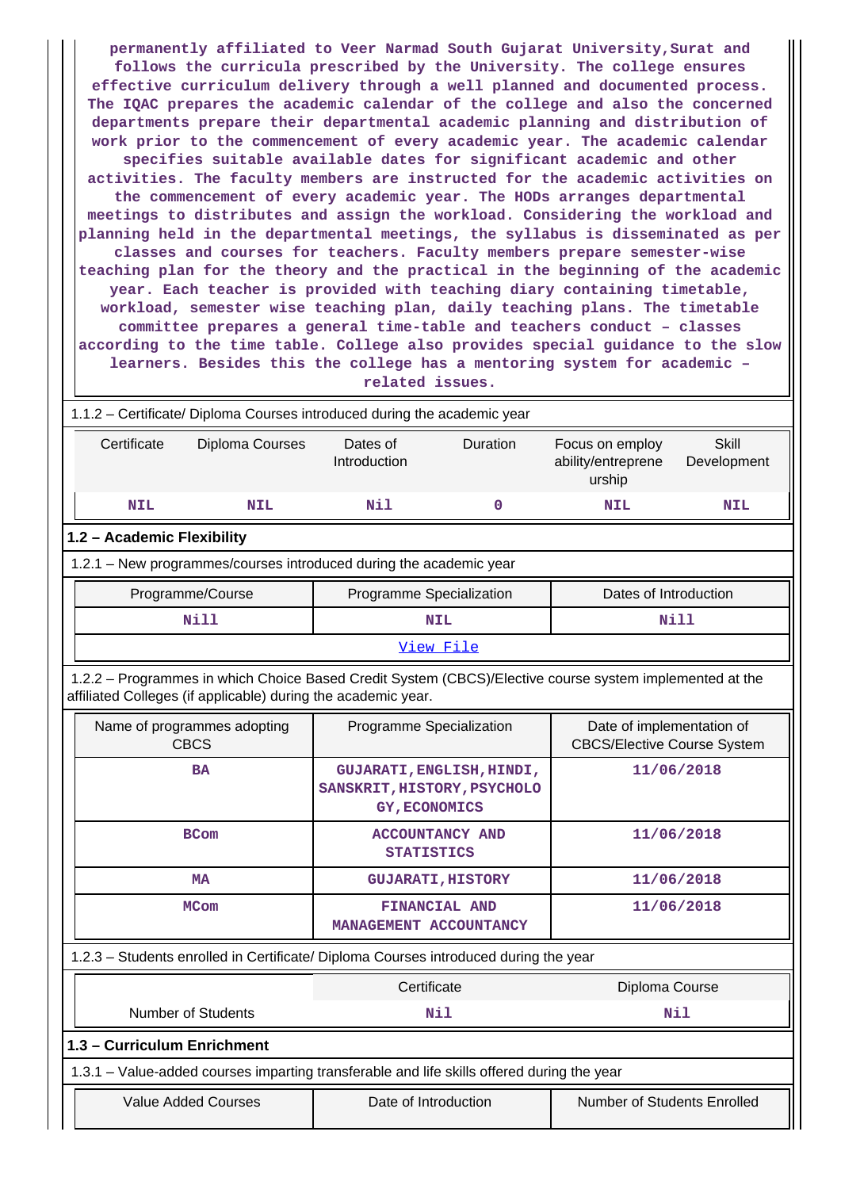permanently affiliated to Veer Narmad South Gujarat University,Surat and follows the curricula prescribed by the University. The college ensures effective curriculum delivery through a well planned and documented process. The IQAC prepares the academic calendar of the college and also the concerned departments prepare their departmental academic planning and distribution of work prior to the commencement of every academic year. The academic calendar specifies suitable available dates for significant academic and other activities. The faculty members are instructed for the academic activities on the commencement of every academic year. The HODs arranges departmental meetings to distributes and assign the workload. Considering the workload and planning held in the departmental meetings, the syllabus is disseminated as per classes and courses for teachers. Faculty members prepare semester-wise teaching plan for the theory and the practical in the beginning of the academic year. Each teacher is provided with teaching diary containing timetable, workload, semester wise teaching plan, daily teaching plans. The timetable committee prepares a general time-table and teachers conduct – classes according to the time table. College also provides special guidance to the slow learners. Besides this the college has a mentoring system for academic – related issues.

1.1.2 – Certificate/ Diploma Courses introduced during the academic year

| Certificate | Diploma Courses | Dates of Introduction | Duration | Focus on employ ability/entrepreneurship | Skill Development |
|---|---|---|---|---|---|
| NIL | NIL | Nil | 0 | NIL | NIL |

**1.2 – Academic Flexibility**

1.2.1 – New programmes/courses introduced during the academic year

| Programme/Course | Programme Specialization | Dates of Introduction |
|---|---|---|
| Nill | NIL | Nill |
| View File | | |

1.2.2 – Programmes in which Choice Based Credit System (CBCS)/Elective course system implemented at the affiliated Colleges (if applicable) during the academic year.

| Name of programmes adopting CBCS | Programme Specialization | Date of implementation of CBCS/Elective Course System |
|---|---|---|
| BA | GUJARATI,ENGLISH,HINDI, SANSKRIT,HISTORY,PSYCHOLOGY,ECONOMICS | 11/06/2018 |
| BCom | ACCOUNTANCY AND STATISTICS | 11/06/2018 |
| MA | GUJARATI,HISTORY | 11/06/2018 |
| MCom | FINANCIAL AND MANAGEMENT ACCOUNTANCY | 11/06/2018 |

1.2.3 – Students enrolled in Certificate/ Diploma Courses introduced during the year

| | Certificate | Diploma Course |
|---|---|---|
| Number of Students | Nil | Nil |

**1.3 – Curriculum Enrichment**

1.3.1 – Value-added courses imparting transferable and life skills offered during the year

| Value Added Courses | Date of Introduction | Number of Students Enrolled |
|---|---|---|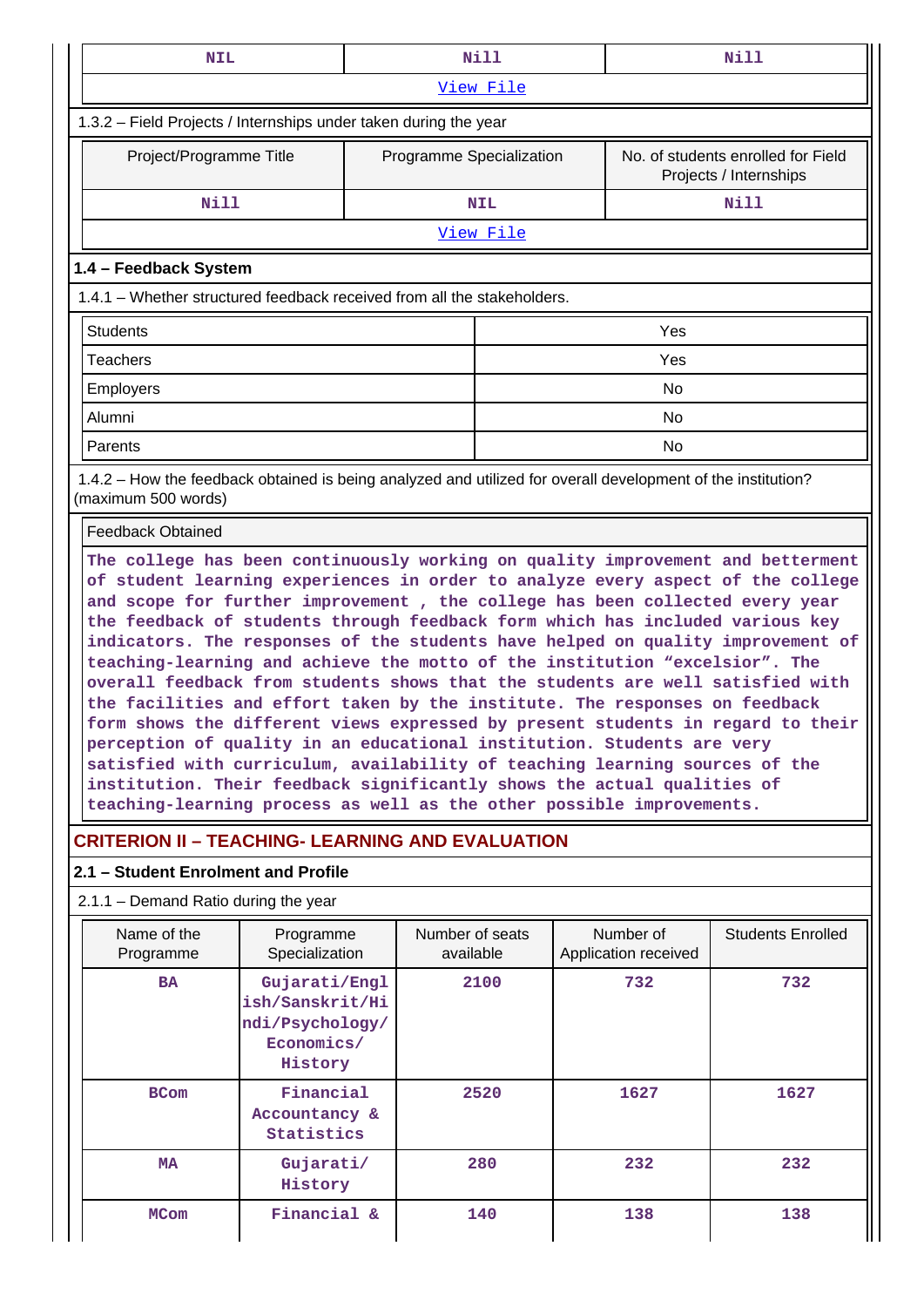| NIL | Nill | Nill |
|---|---|---|
| View File | | |

1.3.2 – Field Projects / Internships under taken during the year

| Project/Programme Title | Programme Specialization | No. of students enrolled for Field Projects / Internships |
|---|---|---|
| Nill | NIL | Nill |
| View File | | |

### 1.4 – Feedback System

1.4.1 – Whether structured feedback received from all the stakeholders.

| Students | Yes |
|---|---|
| Teachers | Yes |
| Employers | No |
| Alumni | No |
| Parents | No |

1.4.2 – How the feedback obtained is being analyzed and utilized for overall development of the institution? (maximum 500 words)

Feedback Obtained

The college has been continuously working on quality improvement and betterment of student learning experiences in order to analyze every aspect of the college and scope for further improvement , the college has been collected every year the feedback of students through feedback form which has included various key indicators. The responses of the students have helped on quality improvement of teaching-learning and achieve the motto of the institution “excelsior”. The overall feedback from students shows that the students are well satisfied with the facilities and effort taken by the institute. The responses on feedback form shows the different views expressed by present students in regard to their perception of quality in an educational institution. Students are very satisfied with curriculum, availability of teaching learning sources of the institution. Their feedback significantly shows the actual qualities of teaching-learning process as well as the other possible improvements.

## CRITERION II – TEACHING- LEARNING AND EVALUATION

### 2.1 – Student Enrolment and Profile

2.1.1 – Demand Ratio during the year

| Name of the Programme | Programme Specialization | Number of seats available | Number of Application received | Students Enrolled |
|---|---|---|---|---|
| BA | Gujarati/English/Sanskrit/Hindi/Psychology/Economics/History | 2100 | 732 | 732 |
| BCom | Financial Accountancy & Statistics | 2520 | 1627 | 1627 |
| MA | Gujarati/History | 280 | 232 | 232 |
| MCom | Financial & | 140 | 138 | 138 |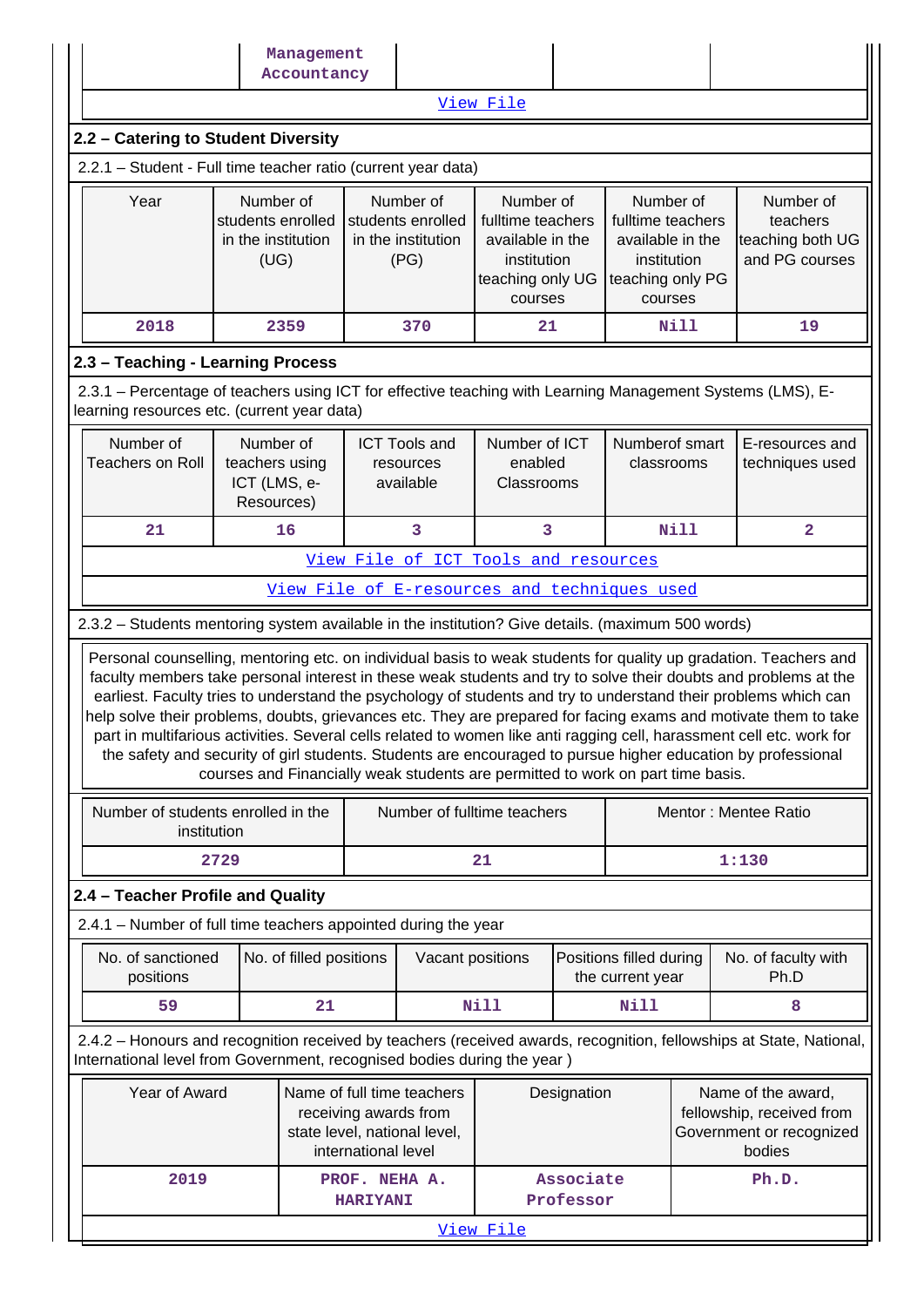| | Management Accountancy | | | |
|---|---|---|---|---|

View File

## 2.2 – Catering to Student Diversity

2.2.1 – Student - Full time teacher ratio (current year data)

| Year | Number of students enrolled in the institution (UG) | Number of students enrolled in the institution (PG) | Number of fulltime teachers available in the institution teaching only UG courses | Number of fulltime teachers available in the institution teaching only PG courses | Number of teachers teaching both UG and PG courses |
|---|---|---|---|---|---|
| 2018 | 2359 | 370 | 21 | Nill | 19 |

## 2.3 – Teaching - Learning Process

2.3.1 – Percentage of teachers using ICT for effective teaching with Learning Management Systems (LMS), E-learning resources etc. (current year data)

| Number of Teachers on Roll | Number of teachers using ICT (LMS, e-Resources) | ICT Tools and resources available | Number of ICT enabled Classrooms | Numberof smart classrooms | E-resources and techniques used |
|---|---|---|---|---|---|
| 21 | 16 | 3 | 3 | Nill | 2 |

View File of ICT Tools and resources

View File of E-resources and techniques used

2.3.2 – Students mentoring system available in the institution? Give details. (maximum 500 words)

Personal counselling, mentoring etc. on individual basis to weak students for quality up gradation. Teachers and faculty members take personal interest in these weak students and try to solve their doubts and problems at the earliest. Faculty tries to understand the psychology of students and try to understand their problems which can help solve their problems, doubts, grievances etc. They are prepared for facing exams and motivate them to take part in multifarious activities. Several cells related to women like anti ragging cell, harassment cell etc. work for the safety and security of girl students. Students are encouraged to pursue higher education by professional courses and Financially weak students are permitted to work on part time basis.

| Number of students enrolled in the institution | Number of fulltime teachers | Mentor : Mentee Ratio |
|---|---|---|
| 2729 | 21 | 1:130 |

## 2.4 – Teacher Profile and Quality

2.4.1 – Number of full time teachers appointed during the year

| No. of sanctioned positions | No. of filled positions | Vacant positions | Positions filled during the current year | No. of faculty with Ph.D |
|---|---|---|---|---|
| 59 | 21 | Nill | Nill | 8 |

2.4.2 – Honours and recognition received by teachers (received awards, recognition, fellowships at State, National, International level from Government, recognised bodies during the year )

| Year of Award | Name of full time teachers receiving awards from state level, national level, international level | Designation | Name of the award, fellowship, received from Government or recognized bodies |
|---|---|---|---|
| 2019 | PROF. NEHA A. HARIYANI | Associate Professor | Ph.D. |

View File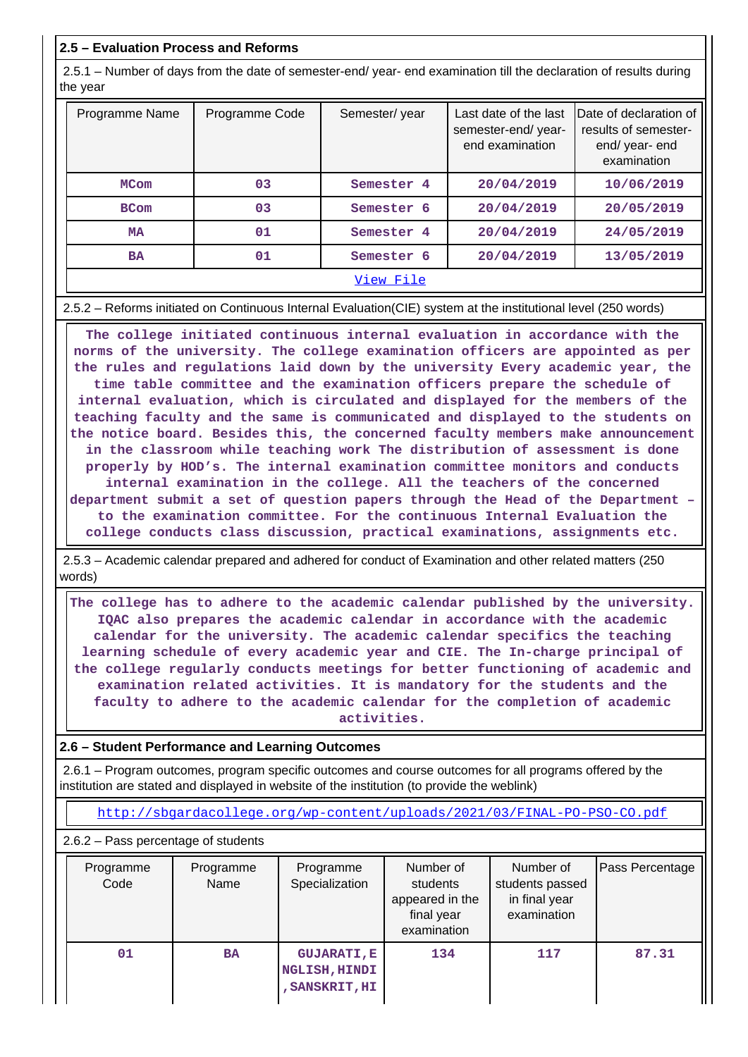## 2.5 – Evaluation Process and Reforms

2.5.1 – Number of days from the date of semester-end/ year- end examination till the declaration of results during the year

| Programme Name | Programme Code | Semester/ year | Last date of the last semester-end/ year- end examination | Date of declaration of results of semester- end/ year- end examination |
|---|---|---|---|---|
| MCom | 03 | Semester 4 | 20/04/2019 | 10/06/2019 |
| BCom | 03 | Semester 6 | 20/04/2019 | 20/05/2019 |
| MA | 01 | Semester 4 | 20/04/2019 | 24/05/2019 |
| BA | 01 | Semester 6 | 20/04/2019 | 13/05/2019 |

View File

2.5.2 – Reforms initiated on Continuous Internal Evaluation(CIE) system at the institutional level (250 words)

The college initiated continuous internal evaluation in accordance with the norms of the university. The college examination officers are appointed as per the rules and regulations laid down by the university Every academic year, the time table committee and the examination officers prepare the schedule of internal evaluation, which is circulated and displayed for the members of the teaching faculty and the same is communicated and displayed to the students on the notice board. Besides this, the concerned faculty members make announcement in the classroom while teaching work The distribution of assessment is done properly by HOD's. The internal examination committee monitors and conducts internal examination in the college. All the teachers of the concerned department submit a set of question papers through the Head of the Department – to the examination committee. For the continuous Internal Evaluation the college conducts class discussion, practical examinations, assignments etc.

2.5.3 – Academic calendar prepared and adhered for conduct of Examination and other related matters (250 words)

The college has to adhere to the academic calendar published by the university. IQAC also prepares the academic calendar in accordance with the academic calendar for the university. The academic calendar specifics the teaching learning schedule of every academic year and CIE. The In-charge principal of the college regularly conducts meetings for better functioning of academic and examination related activities. It is mandatory for the students and the faculty to adhere to the academic calendar for the completion of academic activities.

## 2.6 – Student Performance and Learning Outcomes

2.6.1 – Program outcomes, program specific outcomes and course outcomes for all programs offered by the institution are stated and displayed in website of the institution (to provide the weblink)

http://sbgardacollege.org/wp-content/uploads/2021/03/FINAL-PO-PSO-CO.pdf

2.6.2 – Pass percentage of students

| Programme Code | Programme Name | Programme Specialization | Number of students appeared in the final year examination | Number of students passed in final year examination | Pass Percentage |
|---|---|---|---|---|---|
| 01 | BA | GUJARATI,ENGLISH,HINDI,SANSKRIT,HI | 134 | 117 | 87.31 |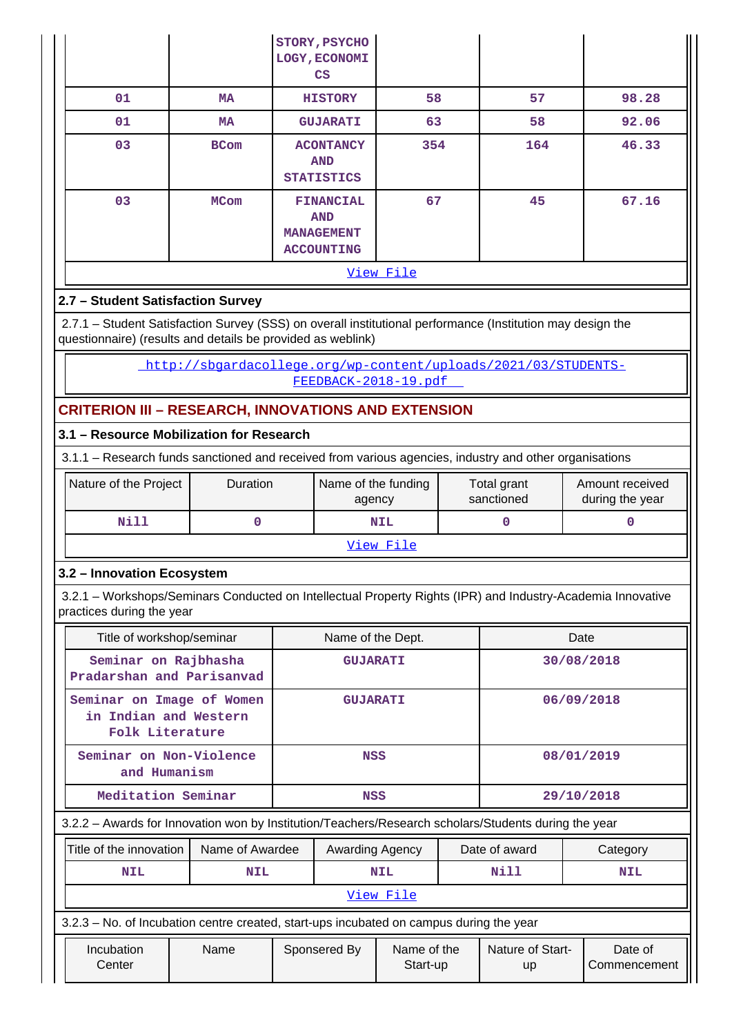| | | STORY,PSYCHOLOGY,ECONOMICS | | | |
|---|---|---|---|---|---|
| 01 | MA | HISTORY | 58 | 57 | 98.28 |
| 01 | MA | GUJARATI | 63 | 58 | 92.06 |
| 03 | BCom | ACONTANCY AND STATISTICS | 354 | 164 | 46.33 |
| 03 | MCom | FINANCIAL AND MANAGEMENT ACCOUNTING | 67 | 45 | 67.16 |

View File

### 2.7 – Student Satisfaction Survey

2.7.1 – Student Satisfaction Survey (SSS) on overall institutional performance (Institution may design the questionnaire) (results and details be provided as weblink)

http://sbgardacollege.org/wp-content/uploads/2021/03/STUDENTS-FEEDBACK-2018-19.pdf

## CRITERION III – RESEARCH, INNOVATIONS AND EXTENSION

### 3.1 – Resource Mobilization for Research

3.1.1 – Research funds sanctioned and received from various agencies, industry and other organisations

| Nature of the Project | Duration | Name of the funding agency | Total grant sanctioned | Amount received during the year |
|---|---|---|---|---|
| Nill | 0 | NIL | 0 | 0 |

View File

### 3.2 – Innovation Ecosystem

3.2.1 – Workshops/Seminars Conducted on Intellectual Property Rights (IPR) and Industry-Academia Innovative practices during the year

| Title of workshop/seminar | Name of the Dept. | Date |
|---|---|---|
| Seminar on Rajbhasha Pradarshan and Parisanvad | GUJARATI | 30/08/2018 |
| Seminar on Image of Women in Indian and Western Folk Literature | GUJARATI | 06/09/2018 |
| Seminar on Non-Violence and Humanism | NSS | 08/01/2019 |
| Meditation Seminar | NSS | 29/10/2018 |

3.2.2 – Awards for Innovation won by Institution/Teachers/Research scholars/Students during the year

| Title of the innovation | Name of Awardee | Awarding Agency | Date of award | Category |
|---|---|---|---|---|
| NIL | NIL | NIL | Nill | NIL |

View File

3.2.3 – No. of Incubation centre created, start-ups incubated on campus during the year

| Incubation Center | Name | Sponsered By | Name of the Start-up | Nature of Start-up | Date of Commencement |
|---|---|---|---|---|---|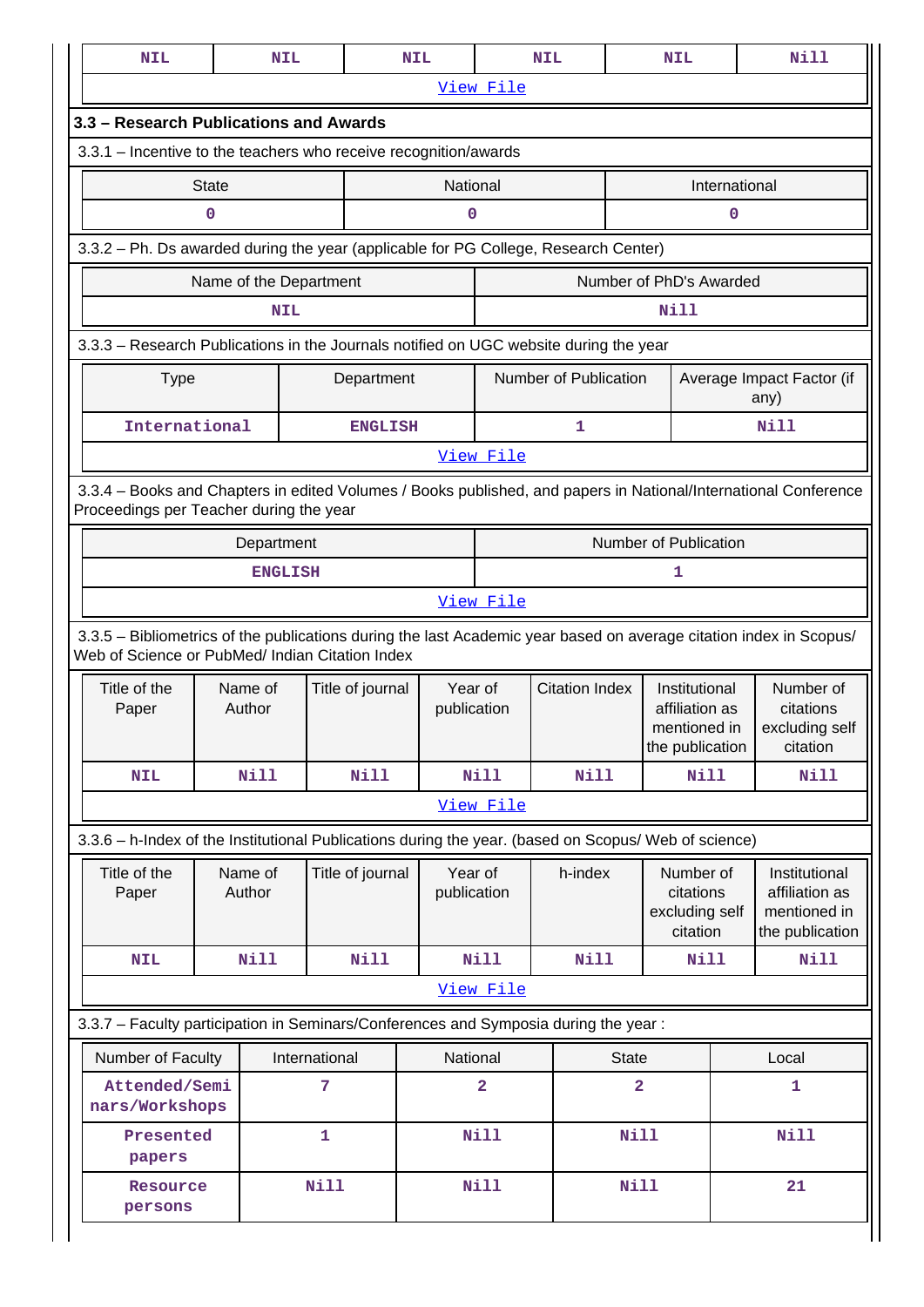| NIL | NIL | NIL | NIL | NIL | Nill |
|---|---|---|---|---|---|

View File

## 3.3 – Research Publications and Awards

3.3.1 – Incentive to the teachers who receive recognition/awards

| State | National | International |
|---|---|---|
| 0 | 0 | 0 |

3.3.2 – Ph. Ds awarded during the year (applicable for PG College, Research Center)

| Name of the Department | Number of PhD's Awarded |
|---|---|
| NIL | Nill |

3.3.3 – Research Publications in the Journals notified on UGC website during the year

| Type | Department | Number of Publication | Average Impact Factor (if any) |
|---|---|---|---|
| International | ENGLISH | 1 | Nill |

View File

3.3.4 – Books and Chapters in edited Volumes / Books published, and papers in National/International Conference Proceedings per Teacher during the year

| Department | Number of Publication |
|---|---|
| ENGLISH | 1 |

View File

3.3.5 – Bibliometrics of the publications during the last Academic year based on average citation index in Scopus/ Web of Science or PubMed/ Indian Citation Index

| Title of the Paper | Name of Author | Title of journal | Year of publication | Citation Index | Institutional affiliation as mentioned in the publication | Number of citations excluding self citation |
|---|---|---|---|---|---|---|
| NIL | Nill | Nill | Nill | Nill | Nill | Nill |

View File

3.3.6 – h-Index of the Institutional Publications during the year. (based on Scopus/ Web of science)

| Title of the Paper | Name of Author | Title of journal | Year of publication | h-index | Number of citations excluding self citation | Institutional affiliation as mentioned in the publication |
|---|---|---|---|---|---|---|
| NIL | Nill | Nill | Nill | Nill | Nill | Nill |

View File

3.3.7 – Faculty participation in Seminars/Conferences and Symposia during the year :

| Number of Faculty | International | National | State | Local |
|---|---|---|---|---|
| Attended/Seminars/Workshops | 7 | 2 | 2 | 1 |
| Presented papers | 1 | Nill | Nill | Nill |
| Resource persons | Nill | Nill | Nill | 21 |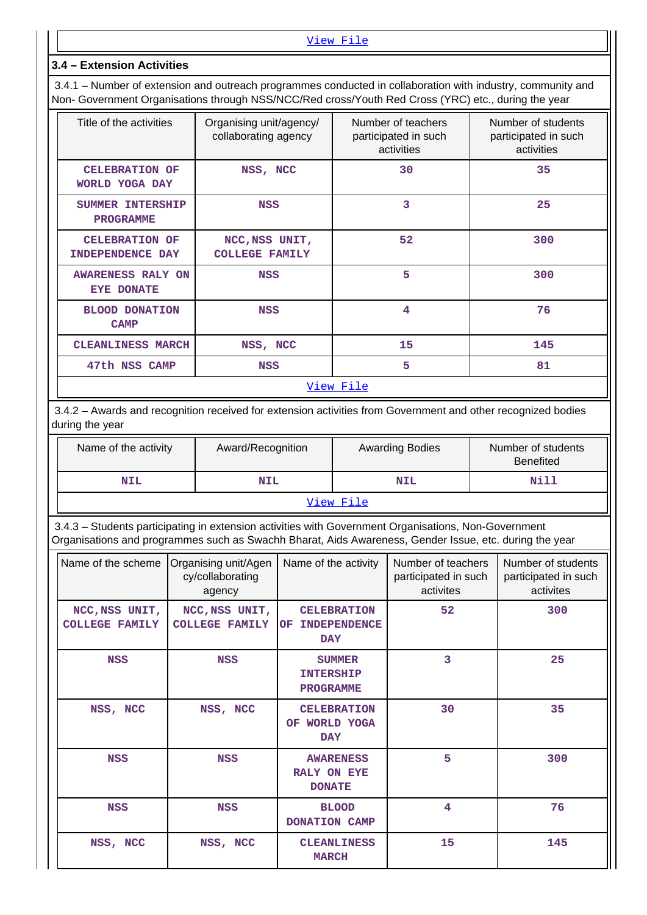View File

### 3.4 – Extension Activities

3.4.1 – Number of extension and outreach programmes conducted in collaboration with industry, community and Non- Government Organisations through NSS/NCC/Red cross/Youth Red Cross (YRC) etc., during the year

| Title of the activities | Organising unit/agency/ collaborating agency | Number of teachers participated in such activities | Number of students participated in such activities |
|---|---|---|---|
| CELEBRATION OF WORLD YOGA DAY | NSS, NCC | 30 | 35 |
| SUMMER INTERSHIP PROGRAMME | NSS | 3 | 25 |
| CELEBRATION OF INDEPENDENCE DAY | NCC,NSS UNIT, COLLEGE FAMILY | 52 | 300 |
| AWARENESS RALY ON EYE DONATE | NSS | 5 | 300 |
| BLOOD DONATION CAMP | NSS | 4 | 76 |
| CLEANLINESS MARCH | NSS, NCC | 15 | 145 |
| 47th NSS CAMP | NSS | 5 | 81 |

View File

3.4.2 – Awards and recognition received for extension activities from Government and other recognized bodies during the year

| Name of the activity | Award/Recognition | Awarding Bodies | Number of students Benefited |
|---|---|---|---|
| NIL | NIL | NIL | Nill |

View File

3.4.3 – Students participating in extension activities with Government Organisations, Non-Government Organisations and programmes such as Swachh Bharat, Aids Awareness, Gender Issue, etc. during the year

| Name of the scheme | Organising unit/Agency/collaborating agency | Name of the activity | Number of teachers participated in such activites | Number of students participated in such activites |
|---|---|---|---|---|
| NCC,NSS UNIT, COLLEGE FAMILY | NCC,NSS UNIT, COLLEGE FAMILY | CELEBRATION OF INDEPENDENCE DAY | 52 | 300 |
| NSS | NSS | SUMMER INTERSHIP PROGRAMME | 3 | 25 |
| NSS, NCC | NSS, NCC | CELEBRATION OF WORLD YOGA DAY | 30 | 35 |
| NSS | NSS | AWARENESS RALY ON EYE DONATE | 5 | 300 |
| NSS | NSS | BLOOD DONATION CAMP | 4 | 76 |
| NSS, NCC | NSS, NCC | CLEANLINESS MARCH | 15 | 145 |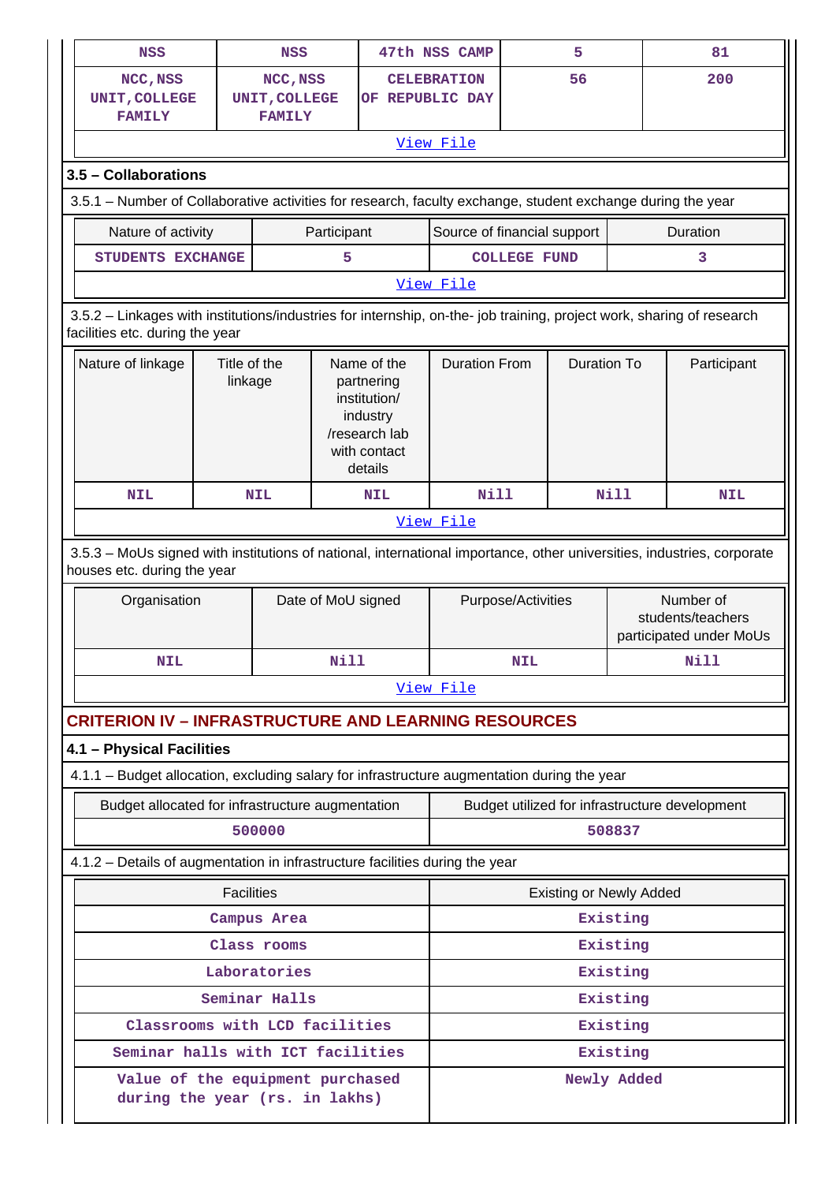| NSS | NSS | 47th NSS CAMP | 5 | 81 |
|---|---|---|---|---|
| NCC,NSS UNIT,COLLEGE FAMILY | NCC,NSS UNIT,COLLEGE FAMILY | CELEBRATION OF REPUBLIC DAY | 56 | 200 |
| View File | | | | |

### 3.5 – Collaborations

3.5.1 – Number of Collaborative activities for research, faculty exchange, student exchange during the year

| Nature of activity | Participant | Source of financial support | Duration |
|---|---|---|---|
| STUDENTS EXCHANGE | 5 | COLLEGE FUND | 3 |
| View File | | | |

3.5.2 – Linkages with institutions/industries for internship, on-the- job training, project work, sharing of research facilities etc. during the year

| Nature of linkage | Title of the linkage | Name of the partnering institution/ industry /research lab with contact details | Duration From | Duration To | Participant |
|---|---|---|---|---|---|
| NIL | NIL | NIL | Nill | Nill | NIL |
| View File | | | | | |

3.5.3 – MoUs signed with institutions of national, international importance, other universities, industries, corporate houses etc. during the year

| Organisation | Date of MoU signed | Purpose/Activities | Number of students/teachers participated under MoUs |
|---|---|---|---|
| NIL | Nill | NIL | Nill |
| View File | | | |

## CRITERION IV – INFRASTRUCTURE AND LEARNING RESOURCES

### 4.1 – Physical Facilities

4.1.1 – Budget allocation, excluding salary for infrastructure augmentation during the year

| Budget allocated for infrastructure augmentation | Budget utilized for infrastructure development |
|---|---|
| 500000 | 508837 |

4.1.2 – Details of augmentation in infrastructure facilities during the year

| Facilities | Existing or Newly Added |
|---|---|
| Campus Area | Existing |
| Class rooms | Existing |
| Laboratories | Existing |
| Seminar Halls | Existing |
| Classrooms with LCD facilities | Existing |
| Seminar halls with ICT facilities | Existing |
| Value of the equipment purchased during the year (rs. in lakhs) | Newly Added |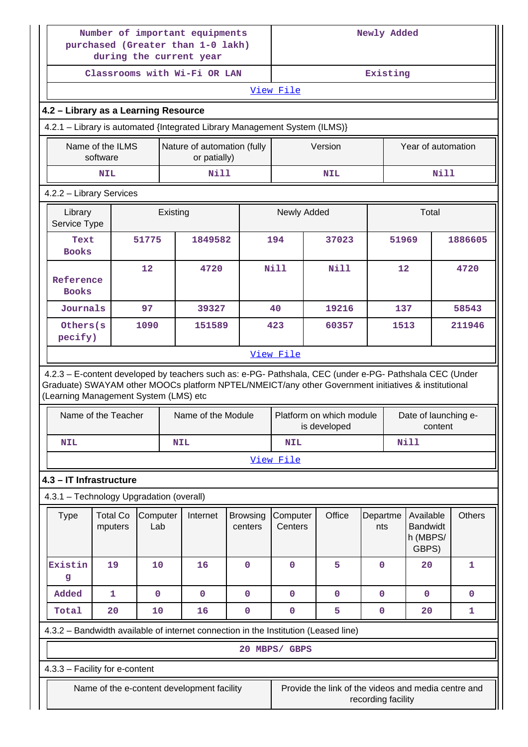| Number of important equipments purchased (Greater than 1-0 lakh) during the current year | Newly Added |
|---|---|
| Classrooms with Wi-Fi OR LAN | Existing |
| View File | |

### 4.2 – Library as a Learning Resource

4.2.1 – Library is automated {Integrated Library Management System (ILMS)}

| Name of the ILMS software | Nature of automation (fully or patially) | Version | Year of automation |
|---|---|---|---|
| NIL | Nill | NIL | Nill |

4.2.2 – Library Services

| Library Service Type | Existing | | Newly Added | | Total | |
|---|---|---|---|---|---|---|
| Text Books | 51775 | 1849582 | 194 | 37023 | 51969 | 1886605 |
| Reference Books | 12 | 4720 | Nill | Nill | 12 | 4720 |
| Journals | 97 | 39327 | 40 | 19216 | 137 | 58543 |
| Others(specify) | 1090 | 151589 | 423 | 60357 | 1513 | 211946 |
| View File | | | | | | |

4.2.3 – E-content developed by teachers such as: e-PG- Pathshala, CEC (under e-PG- Pathshala CEC (Under Graduate) SWAYAM other MOOCs platform NPTEL/NMEICT/any other Government initiatives & institutional (Learning Management System (LMS) etc

| Name of the Teacher | Name of the Module | Platform on which module is developed | Date of launching e-content |
|---|---|---|---|
| NIL | NIL | NIL | Nill |
| View File | | | |

### 4.3 – IT Infrastructure

4.3.1 – Technology Upgradation (overall)

| Type | Total Computers | Computer Lab | Internet | Browsing centers | Computer Centers | Office | Departments | Available Bandwidth (MBPS/ GBPS) | Others |
|---|---|---|---|---|---|---|---|---|---|
| Existing | 19 | 10 | 16 | 0 | 0 | 5 | 0 | 20 | 1 |
| Added | 1 | 0 | 0 | 0 | 0 | 0 | 0 | 0 | 0 |
| Total | 20 | 10 | 16 | 0 | 0 | 5 | 0 | 20 | 1 |

4.3.2 – Bandwidth available of internet connection in the Institution (Leased line)

20 MBPS/ GBPS

4.3.3 – Facility for e-content

| Name of the e-content development facility | Provide the link of the videos and media centre and recording facility |
|---|---|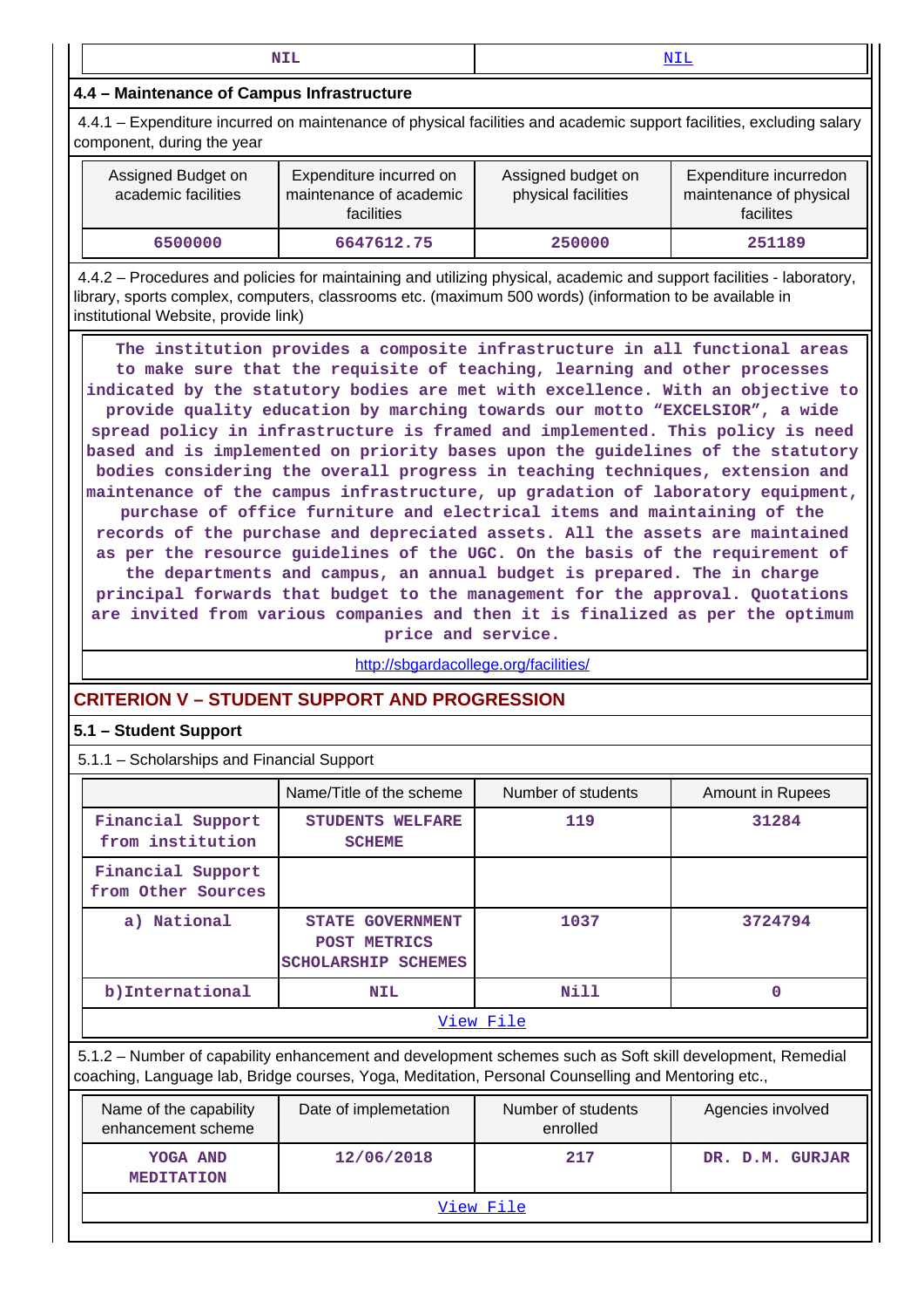| NIL | NIL |
|---|---|

**4.4 – Maintenance of Campus Infrastructure**

4.4.1 – Expenditure incurred on maintenance of physical facilities and academic support facilities, excluding salary component, during the year

| Assigned Budget on academic facilities | Expenditure incurred on maintenance of academic facilities | Assigned budget on physical facilities | Expenditure incurredon maintenance of physical facilites |
|---|---|---|---|
| 6500000 | 6647612.75 | 250000 | 251189 |

4.4.2 – Procedures and policies for maintaining and utilizing physical, academic and support facilities - laboratory, library, sports complex, computers, classrooms etc. (maximum 500 words) (information to be available in institutional Website, provide link)

The institution provides a composite infrastructure in all functional areas to make sure that the requisite of teaching, learning and other processes indicated by the statutory bodies are met with excellence. With an objective to provide quality education by marching towards our motto "EXCELSIOR", a wide spread policy in infrastructure is framed and implemented. This policy is need based and is implemented on priority bases upon the guidelines of the statutory bodies considering the overall progress in teaching techniques, extension and maintenance of the campus infrastructure, up gradation of laboratory equipment, purchase of office furniture and electrical items and maintaining of the records of the purchase and depreciated assets. All the assets are maintained as per the resource guidelines of the UGC. On the basis of the requirement of the departments and campus, an annual budget is prepared. The in charge principal forwards that budget to the management for the approval. Quotations are invited from various companies and then it is finalized as per the optimum price and service.

http://sbgardacollege.org/facilities/

## CRITERION V – STUDENT SUPPORT AND PROGRESSION

**5.1 – Student Support**

5.1.1 – Scholarships and Financial Support

| | Name/Title of the scheme | Number of students | Amount in Rupees |
|---|---|---|---|
| Financial Support from institution | STUDENTS WELFARE SCHEME | 119 | 31284 |
| Financial Support from Other Sources | | | |
| a) National | STATE GOVERNMENT POST METRICS SCHOLARSHIP SCHEMES | 1037 | 3724794 |
| b)International | NIL | Nill | 0 |

View File

5.1.2 – Number of capability enhancement and development schemes such as Soft skill development, Remedial coaching, Language lab, Bridge courses, Yoga, Meditation, Personal Counselling and Mentoring etc.,

| Name of the capability enhancement scheme | Date of implemetation | Number of students enrolled | Agencies involved |
|---|---|---|---|
| YOGA AND MEDITATION | 12/06/2018 | 217 | DR. D.M. GURJAR |

View File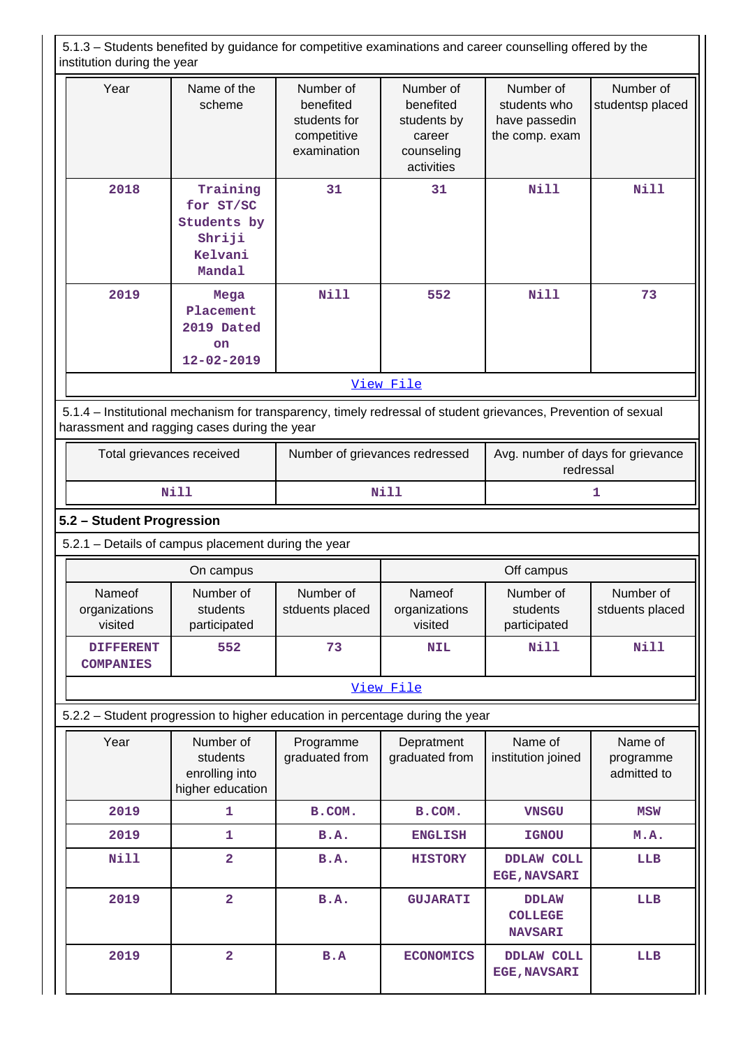5.1.3 – Students benefited by guidance for competitive examinations and career counselling offered by the institution during the year

| Year | Name of the scheme | Number of benefited students for competitive examination | Number of benefited students by career counseling activities | Number of students who have passedin the comp. exam | Number of studentsp placed |
|---|---|---|---|---|---|
| 2018 | Training for ST/SC Students by Shriji Kelvani Mandal | 31 | 31 | Nill | Nill |
| 2019 | Mega Placement 2019 Dated on 12-02-2019 | Nill | 552 | Nill | 73 |

View File

5.1.4 – Institutional mechanism for transparency, timely redressal of student grievances, Prevention of sexual harassment and ragging cases during the year

| Total grievances received | Number of grievances redressed | Avg. number of days for grievance redressal |
|---|---|---|
| Nill | Nill | 1 |

**5.2 – Student Progression**

5.2.1 – Details of campus placement during the year

| On campus | | | Off campus | | |
|---|---|---|---|---|---|
| Nameof organizations visited | Number of students participated | Number of stduents placed | Nameof organizations visited | Number of students participated | Number of stduents placed |
| DIFFERENT COMPANIES | 552 | 73 | NIL | Nill | Nill |

View File

5.2.2 – Student progression to higher education in percentage during the year

| Year | Number of students enrolling into higher education | Programme graduated from | Depratment graduated from | Name of institution joined | Name of programme admitted to |
|---|---|---|---|---|---|
| 2019 | 1 | B.COM. | B.COM. | VNSGU | MSW |
| 2019 | 1 | B.A. | ENGLISH | IGNOU | M.A. |
| Nill | 2 | B.A. | HISTORY | DDLAW COLLEGE,NAVSARI | LLB |
| 2019 | 2 | B.A. | GUJARATI | DDLAW COLLEGE NAVSARI | LLB |
| 2019 | 2 | B.A | ECONOMICS | DDLAW COLLEGE,NAVSARI | LLB |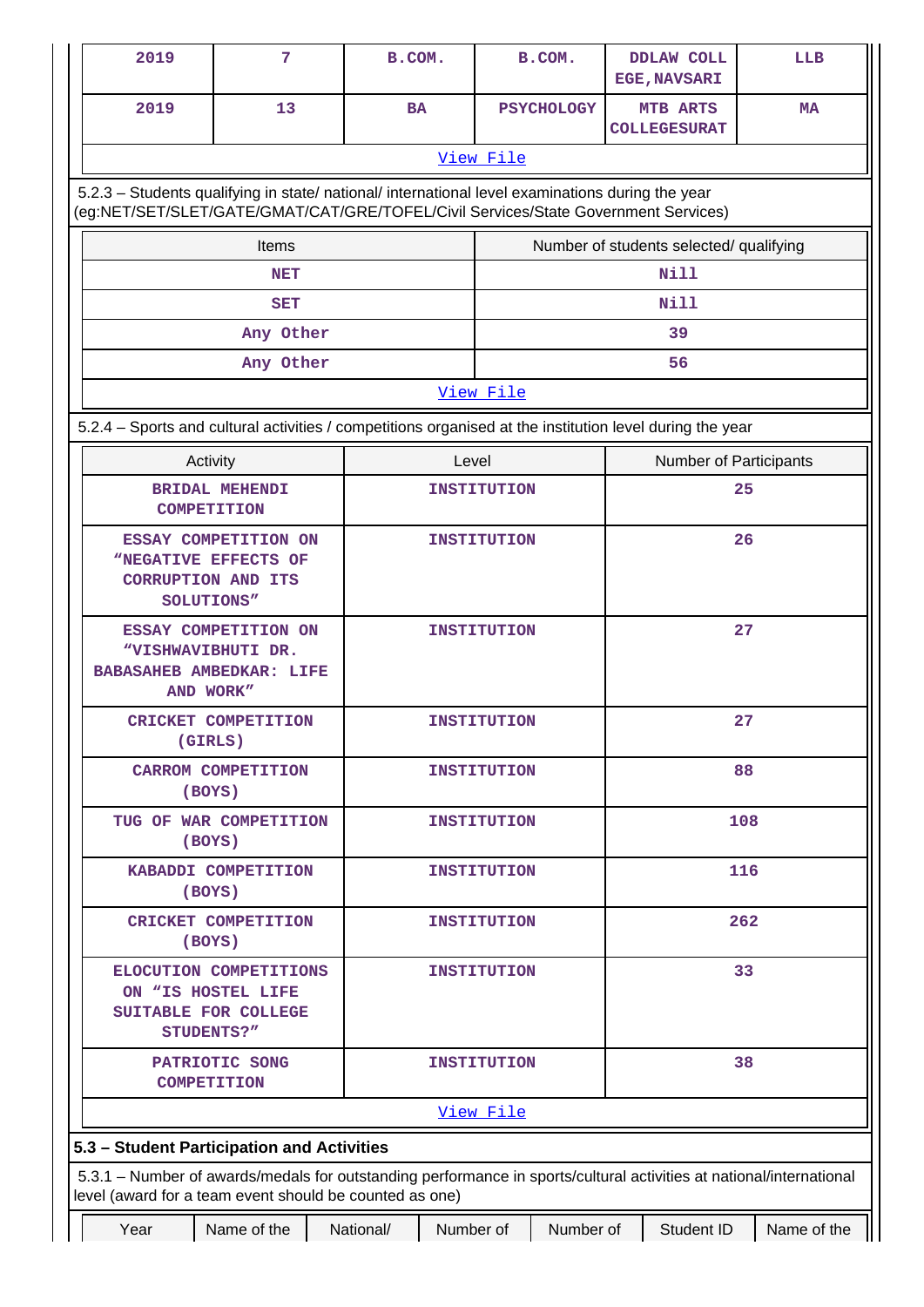| 2019 | 7 | B.COM. | B.COM. | DDLAW COLL EGE,NAVSARI | LLB |
|---|---|---|---|---|---|
| 2019 | 13 | BA | PSYCHOLOGY | MTB ARTS COLLEGESURAT | MA |
| View File | | | | | |

5.2.3 – Students qualifying in state/ national/ international level examinations during the year (eg:NET/SET/SLET/GATE/GMAT/CAT/GRE/TOFEL/Civil Services/State Government Services)

| Items | Number of students selected/ qualifying |
|---|---|
| NET | Nill |
| SET | Nill |
| Any Other | 39 |
| Any Other | 56 |
| View File | |

5.2.4 – Sports and cultural activities / competitions organised at the institution level during the year

| Activity | Level | Number of Participants |
|---|---|---|
| BRIDAL MEHENDI COMPETITION | INSTITUTION | 25 |
| ESSAY COMPETITION ON "NEGATIVE EFFECTS OF CORRUPTION AND ITS SOLUTIONS" | INSTITUTION | 26 |
| ESSAY COMPETITION ON "VISHWAVIBHUTI DR. BABASAHEB AMBEDKAR: LIFE AND WORK" | INSTITUTION | 27 |
| CRICKET COMPETITION (GIRLS) | INSTITUTION | 27 |
| CARROM COMPETITION (BOYS) | INSTITUTION | 88 |
| TUG OF WAR COMPETITION (BOYS) | INSTITUTION | 108 |
| KABADDI COMPETITION (BOYS) | INSTITUTION | 116 |
| CRICKET COMPETITION (BOYS) | INSTITUTION | 262 |
| ELOCUTION COMPETITIONS ON "IS HOSTEL LIFE SUITABLE FOR COLLEGE STUDENTS?" | INSTITUTION | 33 |
| PATRIOTIC SONG COMPETITION | INSTITUTION | 38 |
| View File | | |

## 5.3 – Student Participation and Activities

5.3.1 – Number of awards/medals for outstanding performance in sports/cultural activities at national/international level (award for a team event should be counted as one)

| Year | Name of the | National/ | Number of | Number of | Student ID | Name of the |
|---|---|---|---|---|---|---|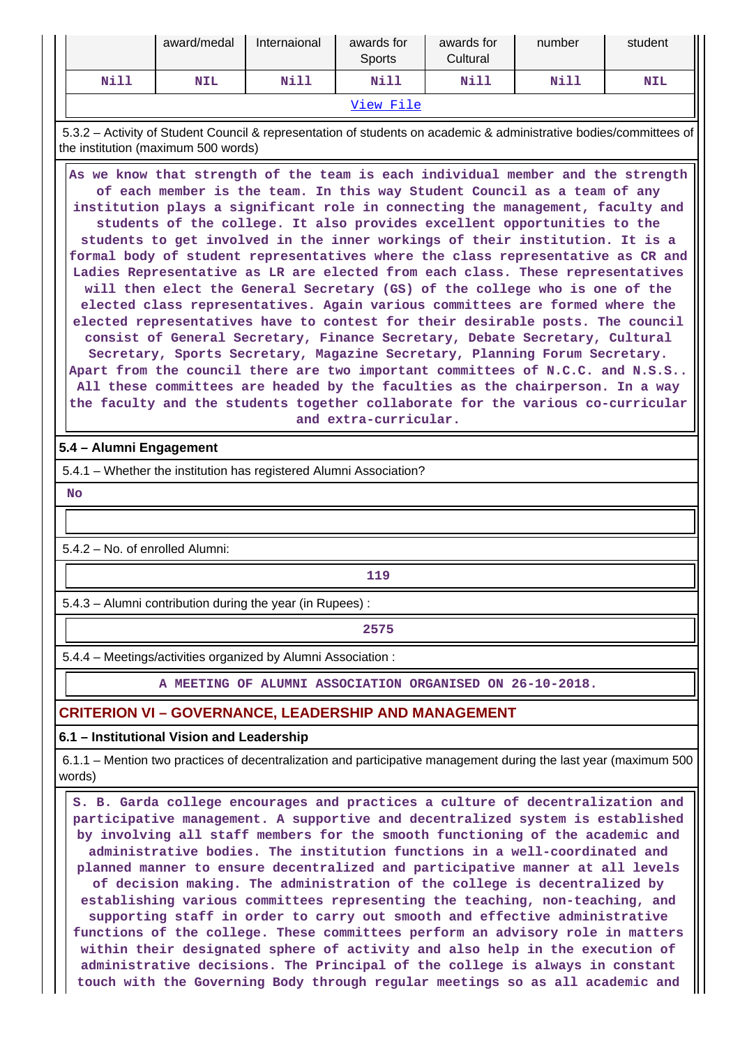| | award/medal | Internaional | awards for Sports | awards for Cultural | number | student |
|---|---|---|---|---|---|---|
| Nill | NIL | Nill | Nill | Nill | Nill | NIL |

View File

5.3.2 – Activity of Student Council & representation of students on academic & administrative bodies/committees of the institution (maximum 500 words)

As we know that strength of the team is each individual member and the strength of each member is the team. In this way Student Council as a team of any institution plays a significant role in connecting the management, faculty and students of the college. It also provides excellent opportunities to the students to get involved in the inner workings of their institution. It is a formal body of student representatives where the class representative as CR and Ladies Representative as LR are elected from each class. These representatives will then elect the General Secretary (GS) of the college who is one of the elected class representatives. Again various committees are formed where the elected representatives have to contest for their desirable posts. The council consist of General Secretary, Finance Secretary, Debate Secretary, Cultural Secretary, Sports Secretary, Magazine Secretary, Planning Forum Secretary. Apart from the council there are two important committees of N.C.C. and N.S.S.. All these committees are headed by the faculties as the chairperson. In a way the faculty and the students together collaborate for the various co-curricular and extra-curricular.

**5.4 – Alumni Engagement**

5.4.1 – Whether the institution has registered Alumni Association?

No

5.4.2 – No. of enrolled Alumni:

119

5.4.3 – Alumni contribution during the year (in Rupees) :

2575

5.4.4 – Meetings/activities organized by Alumni Association :

A MEETING OF ALUMNI ASSOCIATION ORGANISED ON 26-10-2018.

## CRITERION VI – GOVERNANCE, LEADERSHIP AND MANAGEMENT

**6.1 – Institutional Vision and Leadership**

6.1.1 – Mention two practices of decentralization and participative management during the last year (maximum 500 words)

S. B. Garda college encourages and practices a culture of decentralization and participative management. A supportive and decentralized system is established by involving all staff members for the smooth functioning of the academic and administrative bodies. The institution functions in a well-coordinated and planned manner to ensure decentralized and participative manner at all levels of decision making. The administration of the college is decentralized by establishing various committees representing the teaching, non-teaching, and supporting staff in order to carry out smooth and effective administrative functions of the college. These committees perform an advisory role in matters within their designated sphere of activity and also help in the execution of administrative decisions. The Principal of the college is always in constant touch with the Governing Body through regular meetings so as all academic and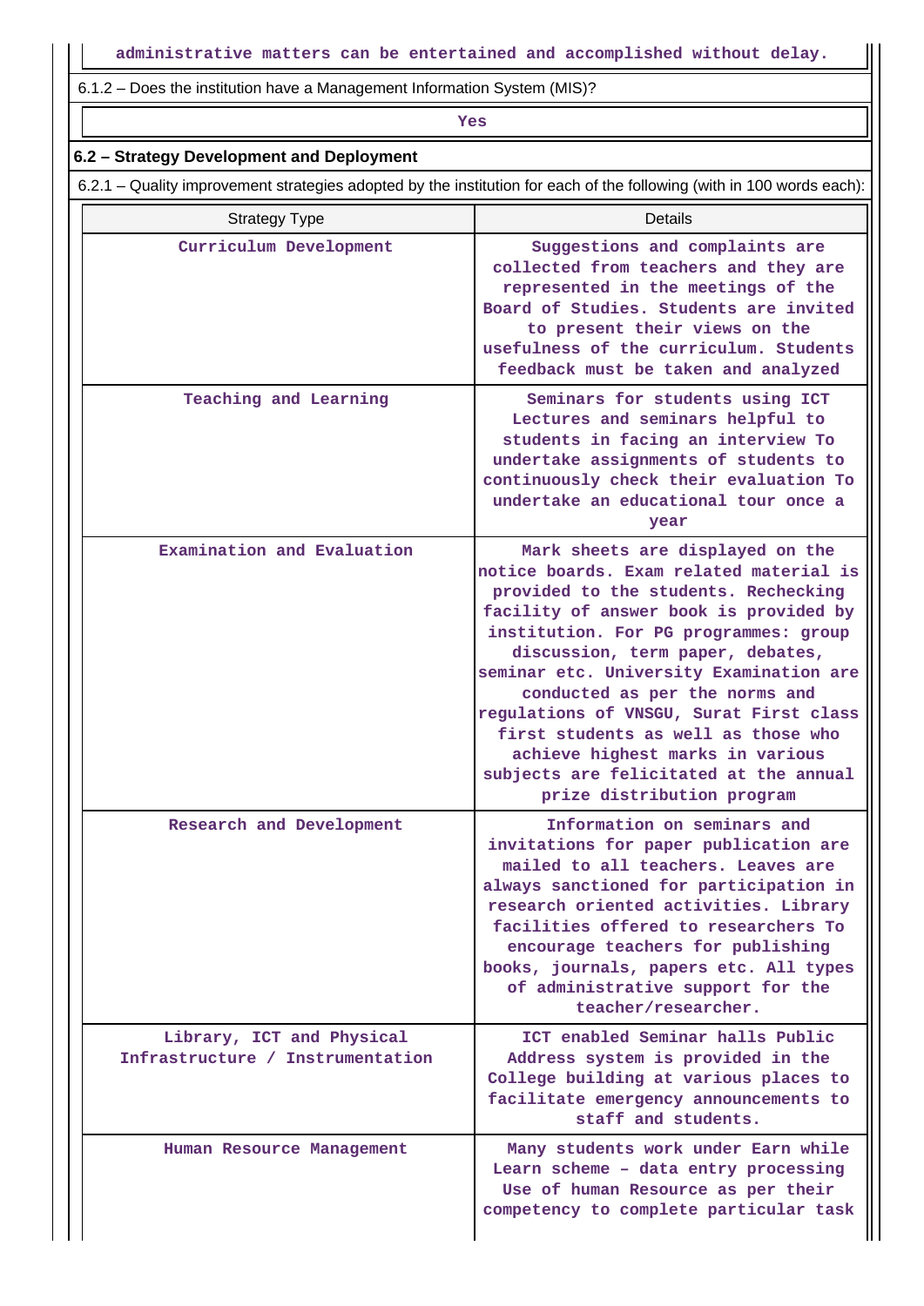administrative matters can be entertained and accomplished without delay.

6.1.2 – Does the institution have a Management Information System (MIS)?

Yes

### 6.2 – Strategy Development and Deployment

6.2.1 – Quality improvement strategies adopted by the institution for each of the following (with in 100 words each):

| Strategy Type | Details |
|---|---|
| Curriculum Development | Suggestions and complaints are collected from teachers and they are represented in the meetings of the Board of Studies. Students are invited to present their views on the usefulness of the curriculum. Students feedback must be taken and analyzed |
| Teaching and Learning | Seminars for students using ICT Lectures and seminars helpful to students in facing an interview To undertake assignments of students to continuously check their evaluation To undertake an educational tour once a year |
| Examination and Evaluation | Mark sheets are displayed on the notice boards. Exam related material is provided to the students. Rechecking facility of answer book is provided by institution. For PG programmes: group discussion, term paper, debates, seminar etc. University Examination are conducted as per the norms and regulations of VNSGU, Surat First class first students as well as those who achieve highest marks in various subjects are felicitated at the annual prize distribution program |
| Research and Development | Information on seminars and invitations for paper publication are mailed to all teachers. Leaves are always sanctioned for participation in research oriented activities. Library facilities offered to researchers To encourage teachers for publishing books, journals, papers etc. All types of administrative support for the teacher/researcher. |
| Library, ICT and Physical Infrastructure / Instrumentation | ICT enabled Seminar halls Public Address system is provided in the College building at various places to facilitate emergency announcements to staff and students. |
| Human Resource Management | Many students work under Earn while Learn scheme - data entry processing Use of human Resource as per their competency to complete particular task |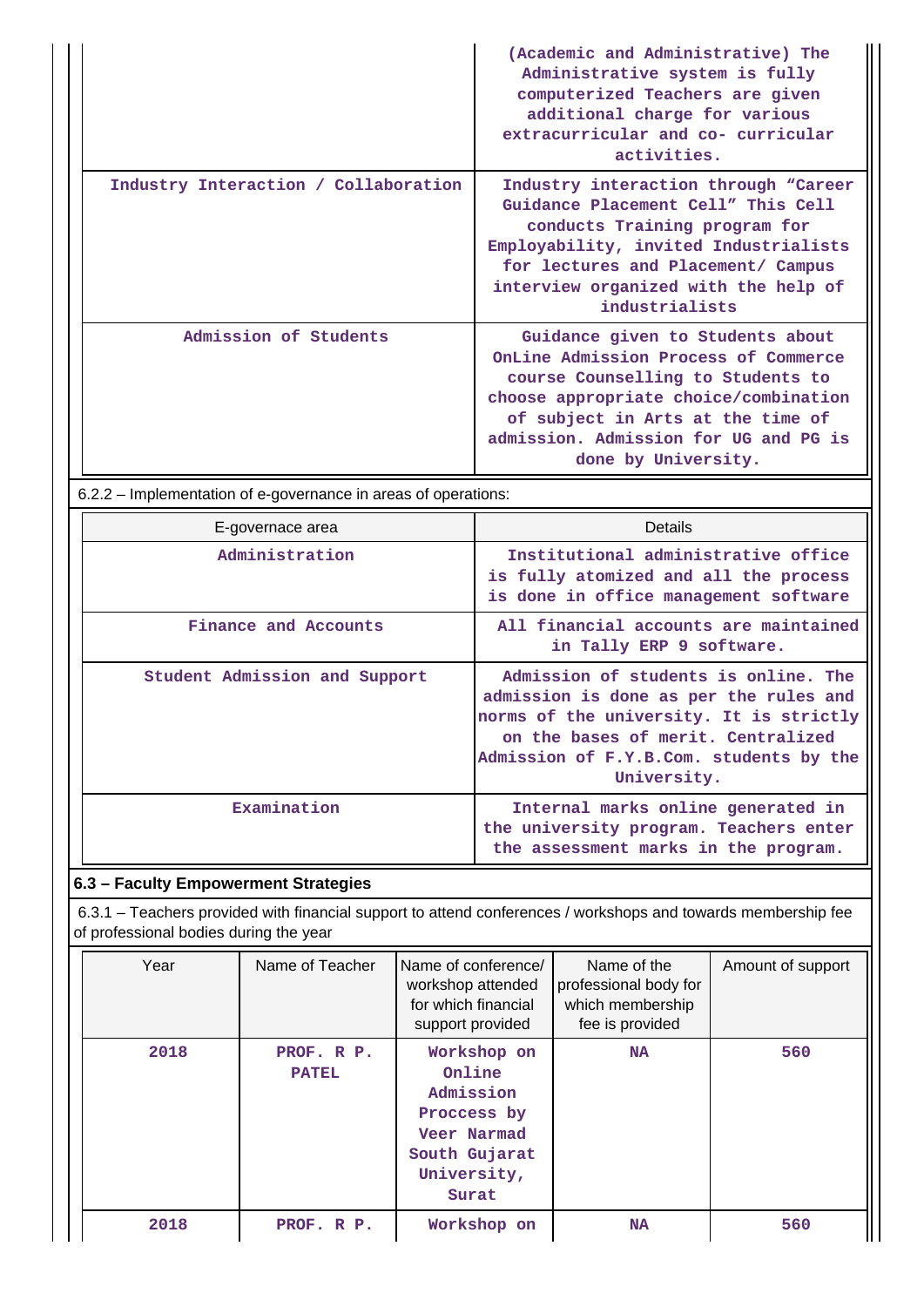| | |
|---|---|
| | (Academic and Administrative) The Administrative system is fully computerized Teachers are given additional charge for various extracurricular and co- curricular activities. |
| Industry Interaction / Collaboration | Industry interaction through "Career Guidance Placement Cell" This Cell conducts Training program for Employability, invited Industrialists for lectures and Placement/ Campus interview organized with the help of industrialists |
| Admission of Students | Guidance given to Students about OnLine Admission Process of Commerce course Counselling to Students to choose appropriate choice/combination of subject in Arts at the time of admission. Admission for UG and PG is done by University. |

6.2.2 – Implementation of e-governance in areas of operations:

| E-governace area | Details |
|---|---|
| Administration | Institutional administrative office is fully atomized and all the process is done in office management software |
| Finance and Accounts | All financial accounts are maintained in Tally ERP 9 software. |
| Student Admission and Support | Admission of students is online. The admission is done as per the rules and norms of the university. It is strictly on the bases of merit. Centralized Admission of F.Y.B.Com. students by the University. |
| Examination | Internal marks online generated in the university program. Teachers enter the assessment marks in the program. |

### 6.3 – Faculty Empowerment Strategies

6.3.1 – Teachers provided with financial support to attend conferences / workshops and towards membership fee of professional bodies during the year

| Year | Name of Teacher | Name of conference/ workshop attended for which financial support provided | Name of the professional body for which membership fee is provided | Amount of support |
|---|---|---|---|---|
| 2018 | PROF. R P. PATEL | Workshop on Online Admission Proccess by Veer Narmad South Gujarat University, Surat | NA | 560 |
| 2018 | PROF. R P. | Workshop on | NA | 560 |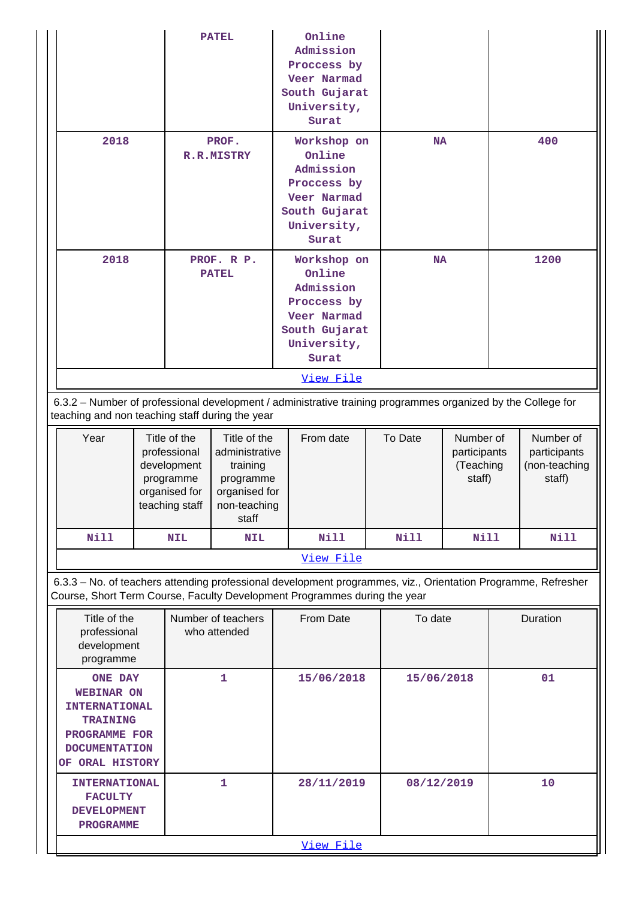|  | PATEL | Online Admission Proccess by Veer Narmad South Gujarat University, Surat |  |  |
|---|---|---|---|---|
| 2018 | PROF. R.R.MISTRY | Workshop on Online Admission Proccess by Veer Narmad South Gujarat University, Surat | NA | 400 |
| 2018 | PROF. R P. PATEL | Workshop on Online Admission Proccess by Veer Narmad South Gujarat University, Surat | NA | 1200 |

View File

6.3.2 – Number of professional development / administrative training programmes organized by the College for teaching and non teaching staff during the year

| Year | Title of the professional development programme organised for teaching staff | Title of the administrative training programme organised for non-teaching staff | From date | To Date | Number of participants (Teaching staff) | Number of participants (non-teaching staff) |
|---|---|---|---|---|---|---|
| Nill | NIL | NIL | Nill | Nill | Nill | Nill |

View File

6.3.3 – No. of teachers attending professional development programmes, viz., Orientation Programme, Refresher Course, Short Term Course, Faculty Development Programmes during the year

| Title of the professional development programme | Number of teachers who attended | From Date | To date | Duration |
|---|---|---|---|---|
| ONE DAY WEBINAR ON INTERNATIONAL TRAINING PROGRAMME FOR DOCUMENTATION OF ORAL HISTORY | 1 | 15/06/2018 | 15/06/2018 | 01 |
| INTERNATIONAL FACULTY DEVELOPMENT PROGRAMME | 1 | 28/11/2019 | 08/12/2019 | 10 |

View File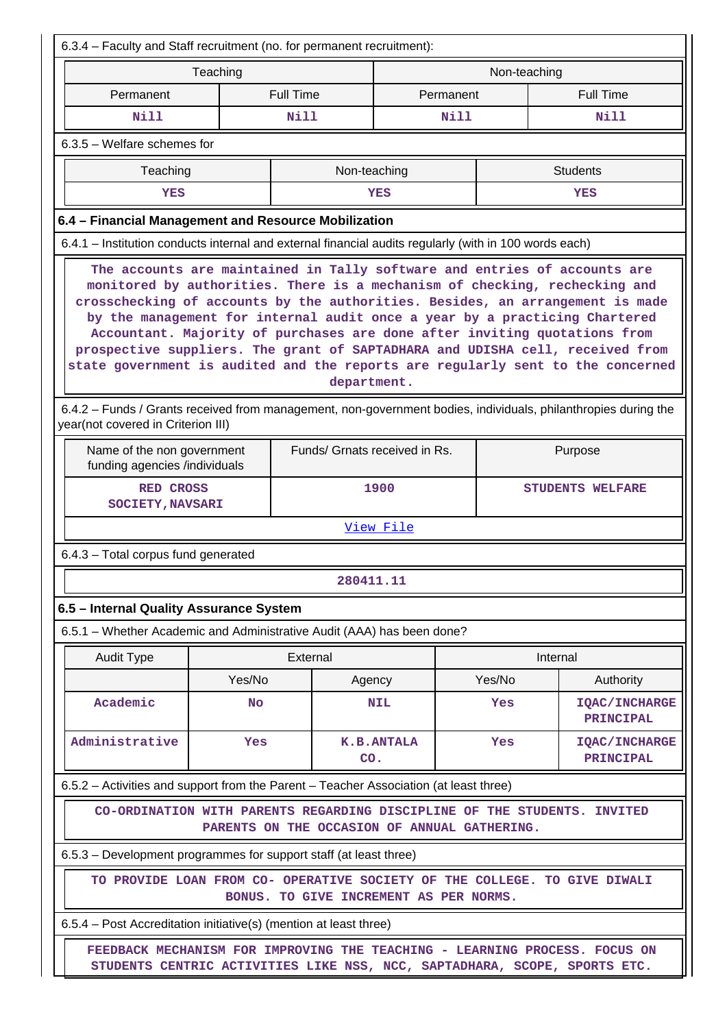6.3.4 – Faculty and Staff recruitment (no. for permanent recruitment):

| Teaching | | Non-teaching | |
|---|---|---|---|
| Permanent | Full Time | Permanent | Full Time |
| Nill | Nill | Nill | Nill |

6.3.5 – Welfare schemes for

| Teaching | Non-teaching | Students |
|---|---|---|
| YES | YES | YES |

### 6.4 – Financial Management and Resource Mobilization

6.4.1 – Institution conducts internal and external financial audits regularly (with in 100 words each)

The accounts are maintained in Tally software and entries of accounts are monitored by authorities. There is a mechanism of checking, rechecking and crosschecking of accounts by the authorities. Besides, an arrangement is made by the management for internal audit once a year by a practicing Chartered Accountant. Majority of purchases are done after inviting quotations from prospective suppliers. The grant of SAPTADHARA and UDISHA cell, received from state government is audited and the reports are regularly sent to the concerned department.

6.4.2 – Funds / Grants received from management, non-government bodies, individuals, philanthropies during the year(not covered in Criterion III)

| Name of the non government funding agencies /individuals | Funds/ Grnats received in Rs. | Purpose |
|---|---|---|
| RED CROSS SOCIETY,NAVSARI | 1900 | STUDENTS WELFARE |

View File

6.4.3 – Total corpus fund generated

280411.11

### 6.5 – Internal Quality Assurance System

6.5.1 – Whether Academic and Administrative Audit (AAA) has been done?

| Audit Type | External | | Internal | |
|---|---|---|---|---|
| | Yes/No | Agency | Yes/No | Authority |
| Academic | No | NIL | Yes | IQAC/INCHARGE PRINCIPAL |
| Administrative | Yes | K.B.ANTALA CO. | Yes | IQAC/INCHARGE PRINCIPAL |

6.5.2 – Activities and support from the Parent – Teacher Association (at least three)

CO-ORDINATION WITH PARENTS REGARDING DISCIPLINE OF THE STUDENTS. INVITED PARENTS ON THE OCCASION OF ANNUAL GATHERING.

6.5.3 – Development programmes for support staff (at least three)

TO PROVIDE LOAN FROM CO- OPERATIVE SOCIETY OF THE COLLEGE. TO GIVE DIWALI BONUS. TO GIVE INCREMENT AS PER NORMS.

6.5.4 – Post Accreditation initiative(s) (mention at least three)

FEEDBACK MECHANISM FOR IMPROVING THE TEACHING - LEARNING PROCESS. FOCUS ON STUDENTS CENTRIC ACTIVITIES LIKE NSS, NCC, SAPTADHARA, SCOPE, SPORTS ETC.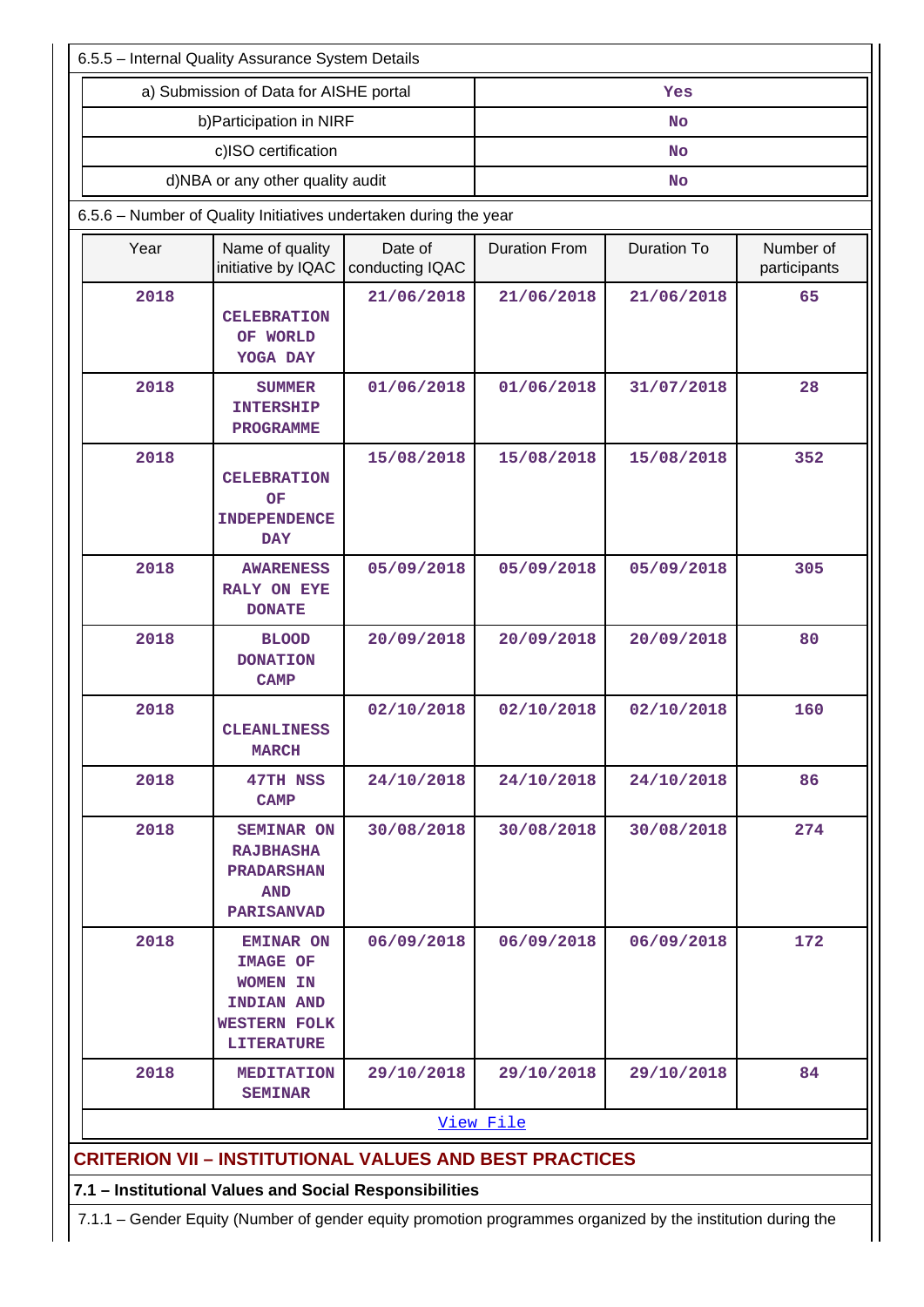6.5.5 – Internal Quality Assurance System Details

| a) Submission of Data for AISHE portal | Yes |
|---|---|
| b)Participation in NIRF | No |
| c)ISO certification | No |
| d)NBA or any other quality audit | No |

6.5.6 – Number of Quality Initiatives undertaken during the year

| Year | Name of quality initiative by IQAC | Date of conducting IQAC | Duration From | Duration To | Number of participants |
|---|---|---|---|---|---|
| 2018 | CELEBRATION OF WORLD YOGA DAY | 21/06/2018 | 21/06/2018 | 21/06/2018 | 65 |
| 2018 | SUMMER INTERSHIP PROGRAMME | 01/06/2018 | 01/06/2018 | 31/07/2018 | 28 |
| 2018 | CELEBRATION OF INDEPENDENCE DAY | 15/08/2018 | 15/08/2018 | 15/08/2018 | 352 |
| 2018 | AWARENESS RALY ON EYE DONATE | 05/09/2018 | 05/09/2018 | 05/09/2018 | 305 |
| 2018 | BLOOD DONATION CAMP | 20/09/2018 | 20/09/2018 | 20/09/2018 | 80 |
| 2018 | CLEANLINESS MARCH | 02/10/2018 | 02/10/2018 | 02/10/2018 | 160 |
| 2018 | 47TH NSS CAMP | 24/10/2018 | 24/10/2018 | 24/10/2018 | 86 |
| 2018 | SEMINAR ON RAJBHASHA PRADARSHAN AND PARISANVAD | 30/08/2018 | 30/08/2018 | 30/08/2018 | 274 |
| 2018 | EMINAR ON IMAGE OF WOMEN IN INDIAN AND WESTERN FOLK LITERATURE | 06/09/2018 | 06/09/2018 | 06/09/2018 | 172 |
| 2018 | MEDITATION SEMINAR | 29/10/2018 | 29/10/2018 | 29/10/2018 | 84 |

View File

## CRITERION VII – INSTITUTIONAL VALUES AND BEST PRACTICES

### 7.1 – Institutional Values and Social Responsibilities

7.1.1 – Gender Equity (Number of gender equity promotion programmes organized by the institution during the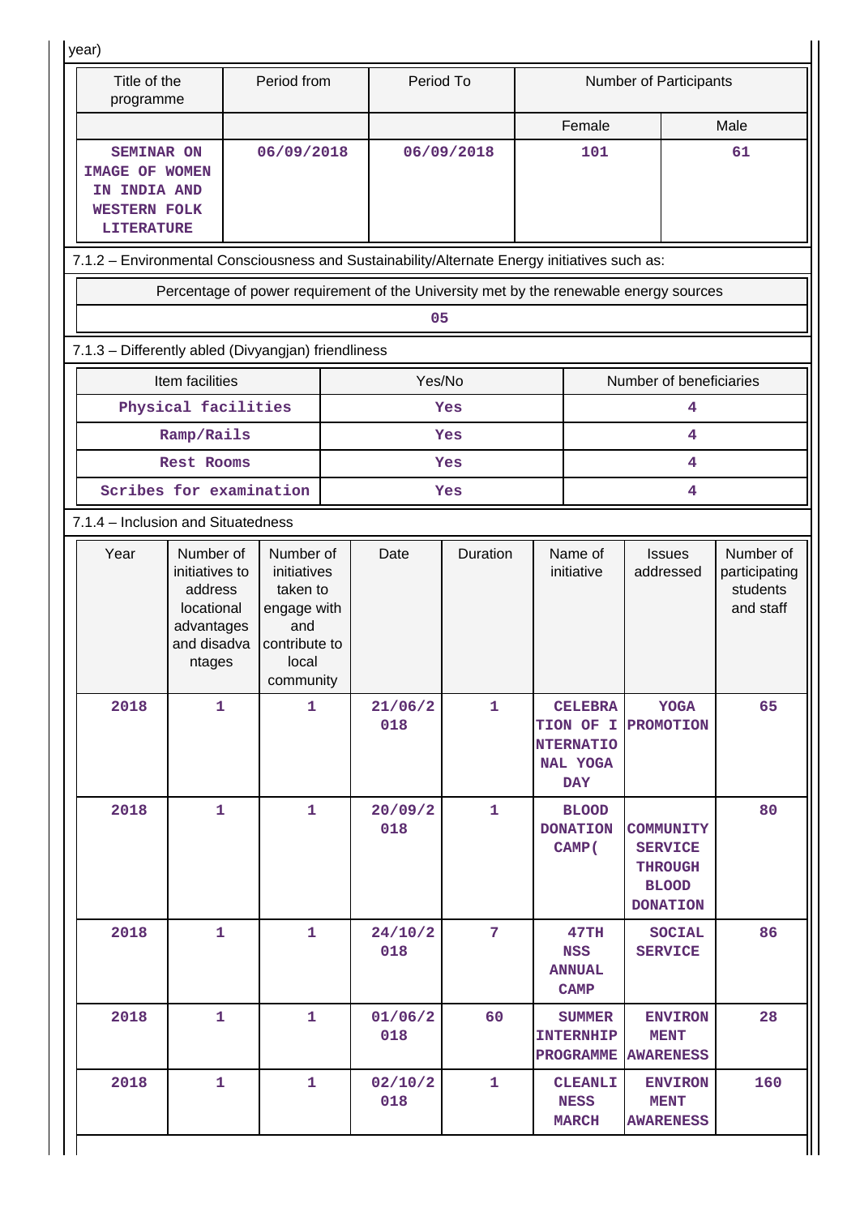year)

| Title of the programme | Period from | Period To | Number of Participants | |
|---|---|---|---|---|
| | | | Female | Male |
| SEMINAR ON IMAGE OF WOMEN IN INDIA AND WESTERN FOLK LITERATURE | 06/09/2018 | 06/09/2018 | 101 | 61 |

7.1.2 – Environmental Consciousness and Sustainability/Alternate Energy initiatives such as:

| Percentage of power requirement of the University met by the renewable energy sources |
|---|
| 05 |

7.1.3 – Differently abled (Divyangjan) friendliness

| Item facilities | Yes/No | Number of beneficiaries |
|---|---|---|
| Physical facilities | Yes | 4 |
| Ramp/Rails | Yes | 4 |
| Rest Rooms | Yes | 4 |
| Scribes for examination | Yes | 4 |

7.1.4 – Inclusion and Situatedness

| Year | Number of initiatives to address locational advantages and disadvantages | Number of initiatives taken to engage with and contribute to local community | Date | Duration | Name of initiative | Issues addressed | Number of participating students and staff |
|---|---|---|---|---|---|---|---|
| 2018 | 1 | 1 | 21/06/2018 | 1 | CELEBRATION OF INTERNATIONAL YOGA DAY | YOGA PROMOTION | 65 |
| 2018 | 1 | 1 | 20/09/2018 | 1 | BLOOD DONATION CAMP( | COMMUNITY SERVICE THROUGH BLOOD DONATION | 80 |
| 2018 | 1 | 1 | 24/10/2018 | 7 | 47TH NSS ANNUAL CAMP | SOCIAL SERVICE | 86 |
| 2018 | 1 | 1 | 01/06/2018 | 60 | SUMMER INTERNHIP PROGRAMME | ENVIRONMENT AWARENESS | 28 |
| 2018 | 1 | 1 | 02/10/2018 | 1 | CLEANLINESS MARCH | ENVIRONMENT AWARENESS | 160 |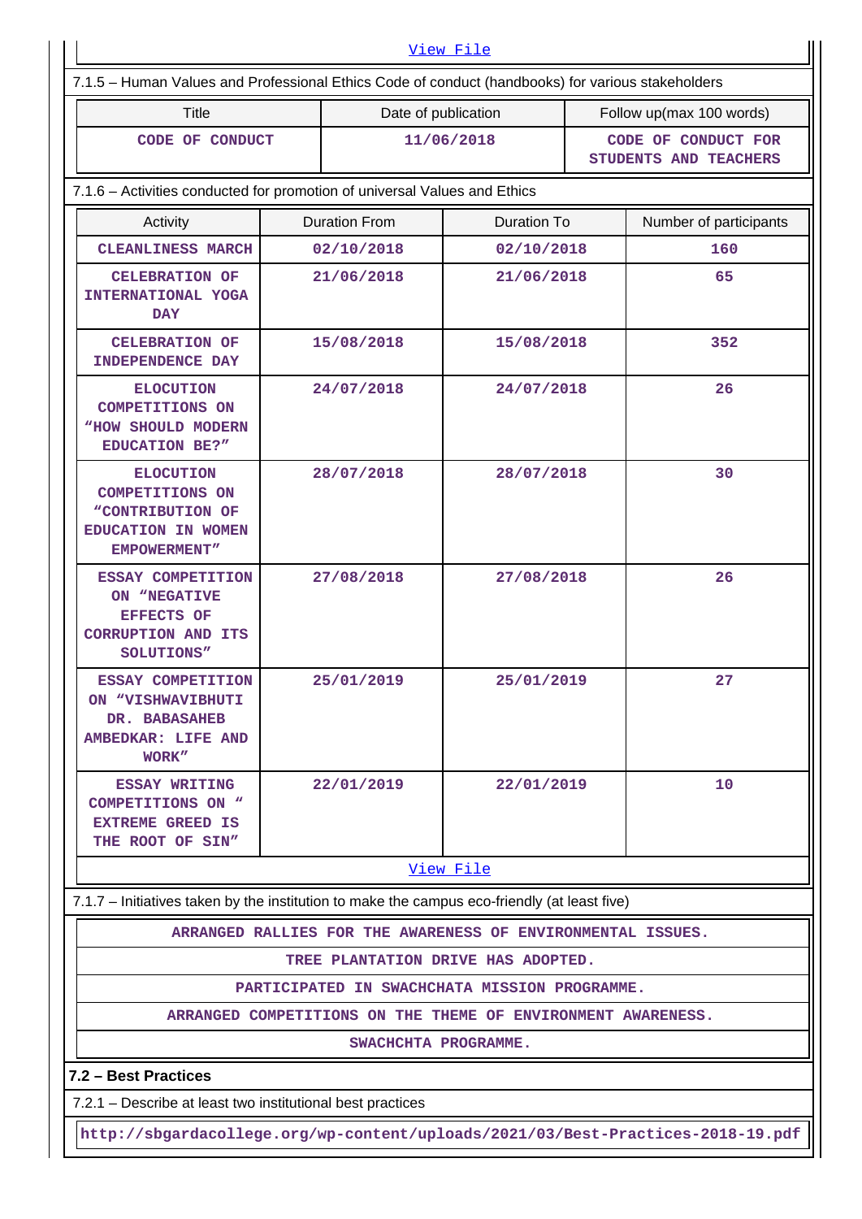View File

7.1.5 – Human Values and Professional Ethics Code of conduct (handbooks) for various stakeholders

| Title | Date of publication | Follow up(max 100 words) |
| --- | --- | --- |
| CODE OF CONDUCT | 11/06/2018 | CODE OF CONDUCT FOR STUDENTS AND TEACHERS |

7.1.6 – Activities conducted for promotion of universal Values and Ethics

| Activity | Duration From | Duration To | Number of participants |
| --- | --- | --- | --- |
| CLEANLINESS MARCH | 02/10/2018 | 02/10/2018 | 160 |
| CELEBRATION OF INTERNATIONAL YOGA DAY | 21/06/2018 | 21/06/2018 | 65 |
| CELEBRATION OF INDEPENDENCE DAY | 15/08/2018 | 15/08/2018 | 352 |
| ELOCUTION COMPETITIONS ON "HOW SHOULD MODERN EDUCATION BE?" | 24/07/2018 | 24/07/2018 | 26 |
| ELOCUTION COMPETITIONS ON "CONTRIBUTION OF EDUCATION IN WOMEN EMPOWERMENT" | 28/07/2018 | 28/07/2018 | 30 |
| ESSAY COMPETITION ON "NEGATIVE EFFECTS OF CORRUPTION AND ITS SOLUTIONS" | 27/08/2018 | 27/08/2018 | 26 |
| ESSAY COMPETITION ON "VISHWAVIBHUTI DR. BABASAHEB AMBEDKAR: LIFE AND WORK" | 25/01/2019 | 25/01/2019 | 27 |
| ESSAY WRITING COMPETITIONS ON " EXTREME GREED IS THE ROOT OF SIN" | 22/01/2019 | 22/01/2019 | 10 |

View File

7.1.7 – Initiatives taken by the institution to make the campus eco-friendly (at least five)

| |
| --- |
| ARRANGED RALLIES FOR THE AWARENESS OF ENVIRONMENTAL ISSUES. |
| TREE PLANTATION DRIVE HAS ADOPTED. |
| PARTICIPATED IN SWACHCHATA MISSION PROGRAMME. |
| ARRANGED COMPETITIONS ON THE THEME OF ENVIRONMENT AWARENESS. |
| SWACHCHTA PROGRAMME. |

**7.2 – Best Practices**

7.2.1 – Describe at least two institutional best practices

http://sbgardacollege.org/wp-content/uploads/2021/03/Best-Practices-2018-19.pdf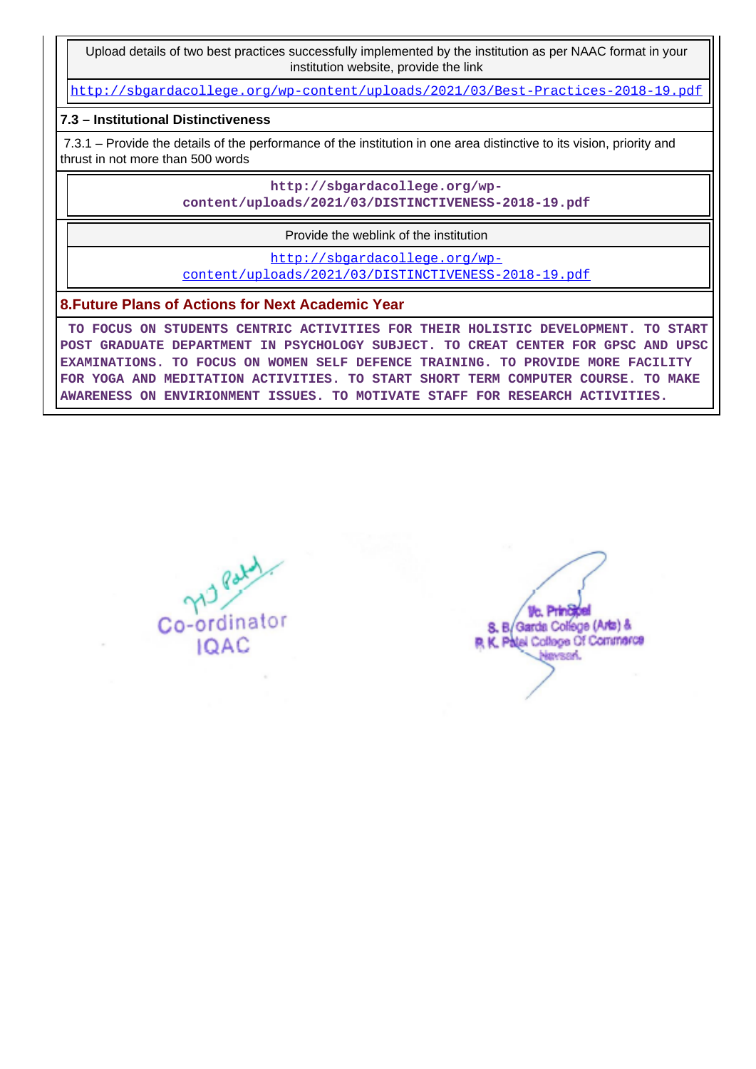| Upload details of two best practices successfully implemented by the institution as per NAAC format in your institution website, provide the link |
|---|
| http://sbgardacollege.org/wp-content/uploads/2021/03/Best-Practices-2018-19.pdf |

**7.3 – Institutional Distinctiveness**

7.3.1 – Provide the details of the performance of the institution in one area distinctive to its vision, priority and thrust in not more than 500 words

http://sbgardacollege.org/wp-content/uploads/2021/03/DISTINCTIVENESS-2018-19.pdf

| Provide the weblink of the institution |
|---|
| http://sbgardacollege.org/wp-content/uploads/2021/03/DISTINCTIVENESS-2018-19.pdf |

## 8.Future Plans of Actions for Next Academic Year

TO FOCUS ON STUDENTS CENTRIC ACTIVITIES FOR THEIR HOLISTIC DEVELOPMENT. TO START POST GRADUATE DEPARTMENT IN PSYCHOLOGY SUBJECT. TO CREAT CENTER FOR GPSC AND UPSC EXAMINATIONS. TO FOCUS ON WOMEN SELF DEFENCE TRAINING. TO PROVIDE MORE FACILITY FOR YOGA AND MEDITATION ACTIVITIES. TO START SHORT TERM COMPUTER COURSE. TO MAKE AWARENESS ON ENVIRIONMENT ISSUES. TO MOTIVATE STAFF FOR RESEARCH ACTIVITIES.

Co-ordinator
IQAC

I/c. Principal
S. B. Garda College (Arts) &
P. K. Patel College Of Commerce
Navsari.